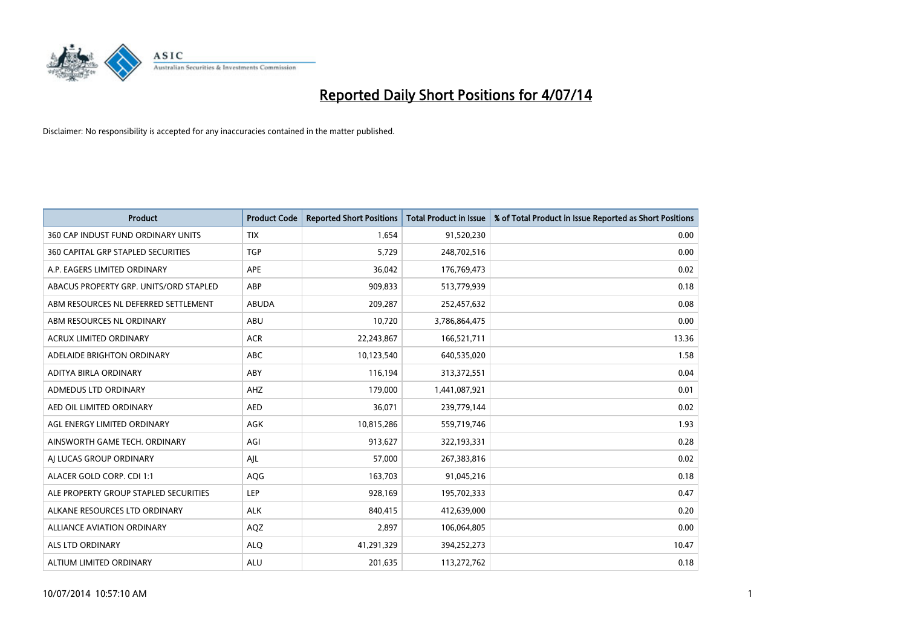# Reported Daily Short Positions for 4/07/14

Disclaimer: No responsibility is accepted for any inaccuracies contained in the matter published.

| Product | Product Code | Reported Short Positions | Total Product in Issue | % of Total Product in Issue Reported as Short Positions |
|---|---|---|---|---|
| 360 CAP INDUST FUND ORDINARY UNITS | TIX | 1,654 | 91,520,230 | 0.00 |
| 360 CAPITAL GRP STAPLED SECURITIES | TGP | 5,729 | 248,702,516 | 0.00 |
| A.P. EAGERS LIMITED ORDINARY | APE | 36,042 | 176,769,473 | 0.02 |
| ABACUS PROPERTY GRP. UNITS/ORD STAPLED | ABP | 909,833 | 513,779,939 | 0.18 |
| ABM RESOURCES NL DEFERRED SETTLEMENT | ABUDA | 209,287 | 252,457,632 | 0.08 |
| ABM RESOURCES NL ORDINARY | ABU | 10,720 | 3,786,864,475 | 0.00 |
| ACRUX LIMITED ORDINARY | ACR | 22,243,867 | 166,521,711 | 13.36 |
| ADELAIDE BRIGHTON ORDINARY | ABC | 10,123,540 | 640,535,020 | 1.58 |
| ADITYA BIRLA ORDINARY | ABY | 116,194 | 313,372,551 | 0.04 |
| ADMEDUS LTD ORDINARY | AHZ | 179,000 | 1,441,087,921 | 0.01 |
| AED OIL LIMITED ORDINARY | AED | 36,071 | 239,779,144 | 0.02 |
| AGL ENERGY LIMITED ORDINARY | AGK | 10,815,286 | 559,719,746 | 1.93 |
| AINSWORTH GAME TECH. ORDINARY | AGI | 913,627 | 322,193,331 | 0.28 |
| AJ LUCAS GROUP ORDINARY | AJL | 57,000 | 267,383,816 | 0.02 |
| ALACER GOLD CORP. CDI 1:1 | AQG | 163,703 | 91,045,216 | 0.18 |
| ALE PROPERTY GROUP STAPLED SECURITIES | LEP | 928,169 | 195,702,333 | 0.47 |
| ALKANE RESOURCES LTD ORDINARY | ALK | 840,415 | 412,639,000 | 0.20 |
| ALLIANCE AVIATION ORDINARY | AQZ | 2,897 | 106,064,805 | 0.00 |
| ALS LTD ORDINARY | ALQ | 41,291,329 | 394,252,273 | 10.47 |
| ALTIUM LIMITED ORDINARY | ALU | 201,635 | 113,272,762 | 0.18 |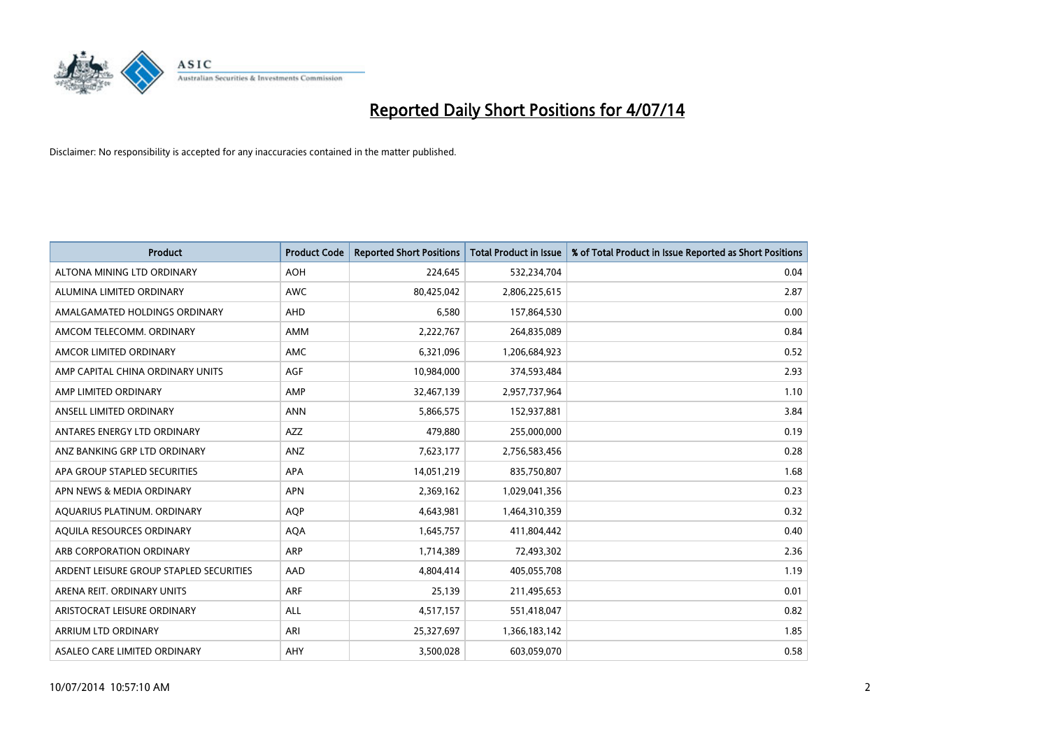# Reported Daily Short Positions for 4/07/14

Disclaimer: No responsibility is accepted for any inaccuracies contained in the matter published.

| Product | Product Code | Reported Short Positions | Total Product in Issue | % of Total Product in Issue Reported as Short Positions |
|---|---|---|---|---|
| ALTONA MINING LTD ORDINARY | AOH | 224,645 | 532,234,704 | 0.04 |
| ALUMINA LIMITED ORDINARY | AWC | 80,425,042 | 2,806,225,615 | 2.87 |
| AMALGAMATED HOLDINGS ORDINARY | AHD | 6,580 | 157,864,530 | 0.00 |
| AMCOM TELECOMM. ORDINARY | AMM | 2,222,767 | 264,835,089 | 0.84 |
| AMCOR LIMITED ORDINARY | AMC | 6,321,096 | 1,206,684,923 | 0.52 |
| AMP CAPITAL CHINA ORDINARY UNITS | AGF | 10,984,000 | 374,593,484 | 2.93 |
| AMP LIMITED ORDINARY | AMP | 32,467,139 | 2,957,737,964 | 1.10 |
| ANSELL LIMITED ORDINARY | ANN | 5,866,575 | 152,937,881 | 3.84 |
| ANTARES ENERGY LTD ORDINARY | AZZ | 479,880 | 255,000,000 | 0.19 |
| ANZ BANKING GRP LTD ORDINARY | ANZ | 7,623,177 | 2,756,583,456 | 0.28 |
| APA GROUP STAPLED SECURITIES | APA | 14,051,219 | 835,750,807 | 1.68 |
| APN NEWS & MEDIA ORDINARY | APN | 2,369,162 | 1,029,041,356 | 0.23 |
| AQUARIUS PLATINUM. ORDINARY | AQP | 4,643,981 | 1,464,310,359 | 0.32 |
| AQUILA RESOURCES ORDINARY | AQA | 1,645,757 | 411,804,442 | 0.40 |
| ARB CORPORATION ORDINARY | ARP | 1,714,389 | 72,493,302 | 2.36 |
| ARDENT LEISURE GROUP STAPLED SECURITIES | AAD | 4,804,414 | 405,055,708 | 1.19 |
| ARENA REIT. ORDINARY UNITS | ARF | 25,139 | 211,495,653 | 0.01 |
| ARISTOCRAT LEISURE ORDINARY | ALL | 4,517,157 | 551,418,047 | 0.82 |
| ARRIUM LTD ORDINARY | ARI | 25,327,697 | 1,366,183,142 | 1.85 |
| ASALEO CARE LIMITED ORDINARY | AHY | 3,500,028 | 603,059,070 | 0.58 |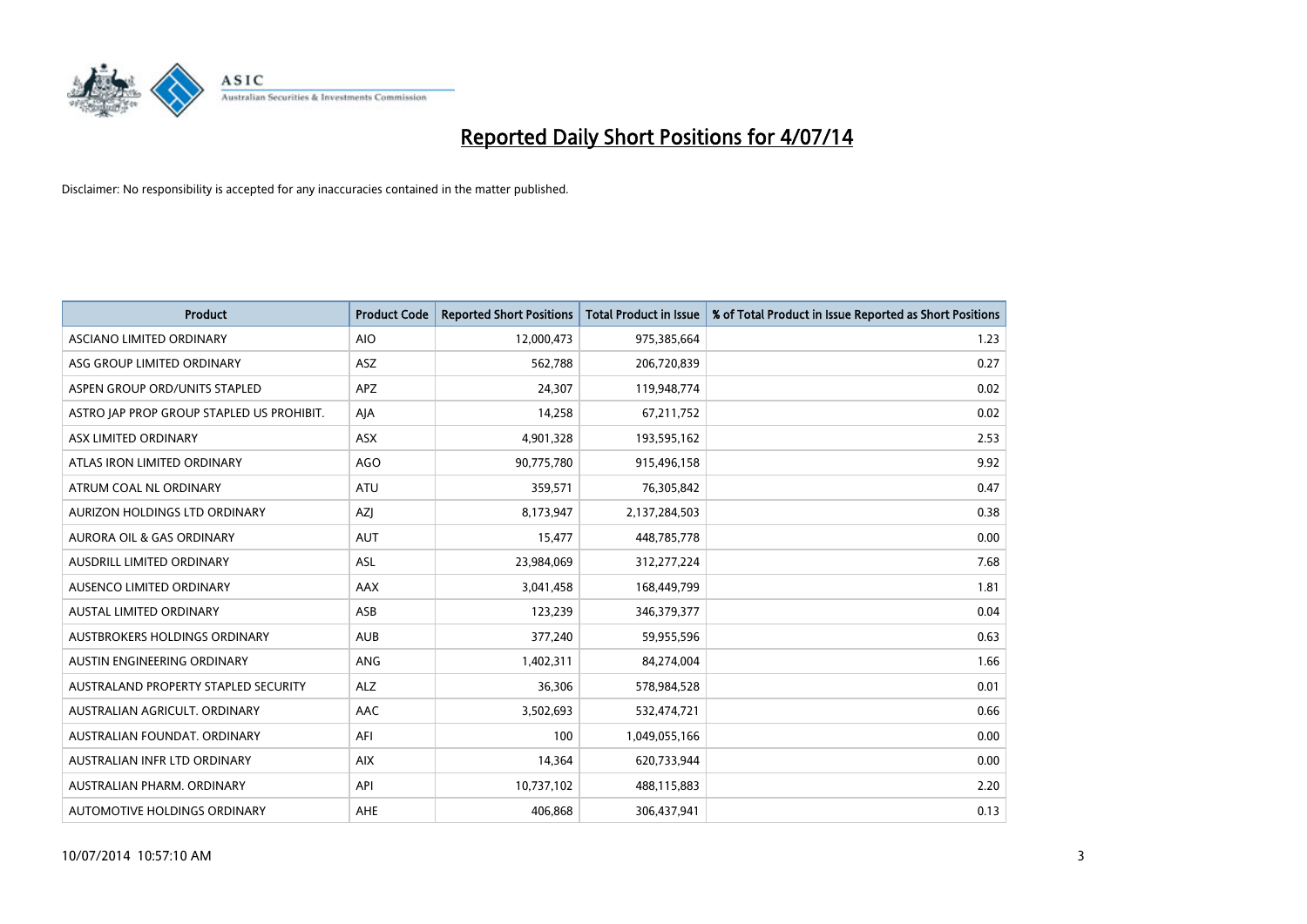# Reported Daily Short Positions for 4/07/14

Disclaimer: No responsibility is accepted for any inaccuracies contained in the matter published.

| Product | Product Code | Reported Short Positions | Total Product in Issue | % of Total Product in Issue Reported as Short Positions |
|---|---|---|---|---|
| ASCIANO LIMITED ORDINARY | AIO | 12,000,473 | 975,385,664 | 1.23 |
| ASG GROUP LIMITED ORDINARY | ASZ | 562,788 | 206,720,839 | 0.27 |
| ASPEN GROUP ORD/UNITS STAPLED | APZ | 24,307 | 119,948,774 | 0.02 |
| ASTRO JAP PROP GROUP STAPLED US PROHIBIT. | AJA | 14,258 | 67,211,752 | 0.02 |
| ASX LIMITED ORDINARY | ASX | 4,901,328 | 193,595,162 | 2.53 |
| ATLAS IRON LIMITED ORDINARY | AGO | 90,775,780 | 915,496,158 | 9.92 |
| ATRUM COAL NL ORDINARY | ATU | 359,571 | 76,305,842 | 0.47 |
| AURIZON HOLDINGS LTD ORDINARY | AZJ | 8,173,947 | 2,137,284,503 | 0.38 |
| AURORA OIL & GAS ORDINARY | AUT | 15,477 | 448,785,778 | 0.00 |
| AUSDRILL LIMITED ORDINARY | ASL | 23,984,069 | 312,277,224 | 7.68 |
| AUSENCO LIMITED ORDINARY | AAX | 3,041,458 | 168,449,799 | 1.81 |
| AUSTAL LIMITED ORDINARY | ASB | 123,239 | 346,379,377 | 0.04 |
| AUSTBROKERS HOLDINGS ORDINARY | AUB | 377,240 | 59,955,596 | 0.63 |
| AUSTIN ENGINEERING ORDINARY | ANG | 1,402,311 | 84,274,004 | 1.66 |
| AUSTRALAND PROPERTY STAPLED SECURITY | ALZ | 36,306 | 578,984,528 | 0.01 |
| AUSTRALIAN AGRICULT. ORDINARY | AAC | 3,502,693 | 532,474,721 | 0.66 |
| AUSTRALIAN FOUNDAT. ORDINARY | AFI | 100 | 1,049,055,166 | 0.00 |
| AUSTRALIAN INFR LTD ORDINARY | AIX | 14,364 | 620,733,944 | 0.00 |
| AUSTRALIAN PHARM. ORDINARY | API | 10,737,102 | 488,115,883 | 2.20 |
| AUTOMOTIVE HOLDINGS ORDINARY | AHE | 406,868 | 306,437,941 | 0.13 |

10/07/2014 10:57:10 AM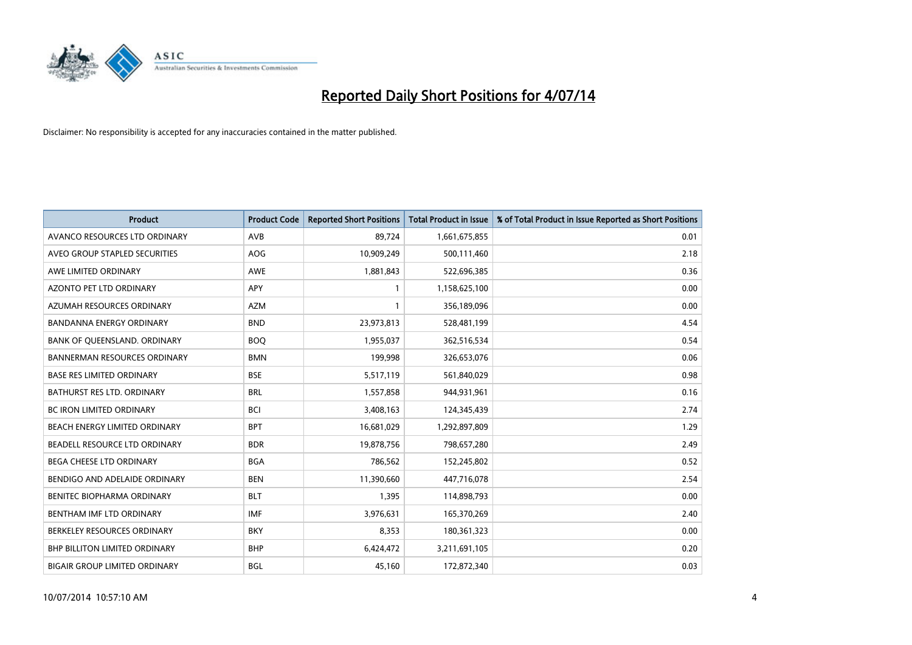# Reported Daily Short Positions for 4/07/14

Disclaimer: No responsibility is accepted for any inaccuracies contained in the matter published.

| Product | Product Code | Reported Short Positions | Total Product in Issue | % of Total Product in Issue Reported as Short Positions |
|---|---|---|---|---|
| AVANCO RESOURCES LTD ORDINARY | AVB | 89,724 | 1,661,675,855 | 0.01 |
| AVEO GROUP STAPLED SECURITIES | AOG | 10,909,249 | 500,111,460 | 2.18 |
| AWE LIMITED ORDINARY | AWE | 1,881,843 | 522,696,385 | 0.36 |
| AZONTO PET LTD ORDINARY | APY | 1 | 1,158,625,100 | 0.00 |
| AZUMAH RESOURCES ORDINARY | AZM | 1 | 356,189,096 | 0.00 |
| BANDANNA ENERGY ORDINARY | BND | 23,973,813 | 528,481,199 | 4.54 |
| BANK OF QUEENSLAND. ORDINARY | BOQ | 1,955,037 | 362,516,534 | 0.54 |
| BANNERMAN RESOURCES ORDINARY | BMN | 199,998 | 326,653,076 | 0.06 |
| BASE RES LIMITED ORDINARY | BSE | 5,517,119 | 561,840,029 | 0.98 |
| BATHURST RES LTD. ORDINARY | BRL | 1,557,858 | 944,931,961 | 0.16 |
| BC IRON LIMITED ORDINARY | BCI | 3,408,163 | 124,345,439 | 2.74 |
| BEACH ENERGY LIMITED ORDINARY | BPT | 16,681,029 | 1,292,897,809 | 1.29 |
| BEADELL RESOURCE LTD ORDINARY | BDR | 19,878,756 | 798,657,280 | 2.49 |
| BEGA CHEESE LTD ORDINARY | BGA | 786,562 | 152,245,802 | 0.52 |
| BENDIGO AND ADELAIDE ORDINARY | BEN | 11,390,660 | 447,716,078 | 2.54 |
| BENITEC BIOPHARMA ORDINARY | BLT | 1,395 | 114,898,793 | 0.00 |
| BENTHAM IMF LTD ORDINARY | IMF | 3,976,631 | 165,370,269 | 2.40 |
| BERKELEY RESOURCES ORDINARY | BKY | 8,353 | 180,361,323 | 0.00 |
| BHP BILLITON LIMITED ORDINARY | BHP | 6,424,472 | 3,211,691,105 | 0.20 |
| BIGAIR GROUP LIMITED ORDINARY | BGL | 45,160 | 172,872,340 | 0.03 |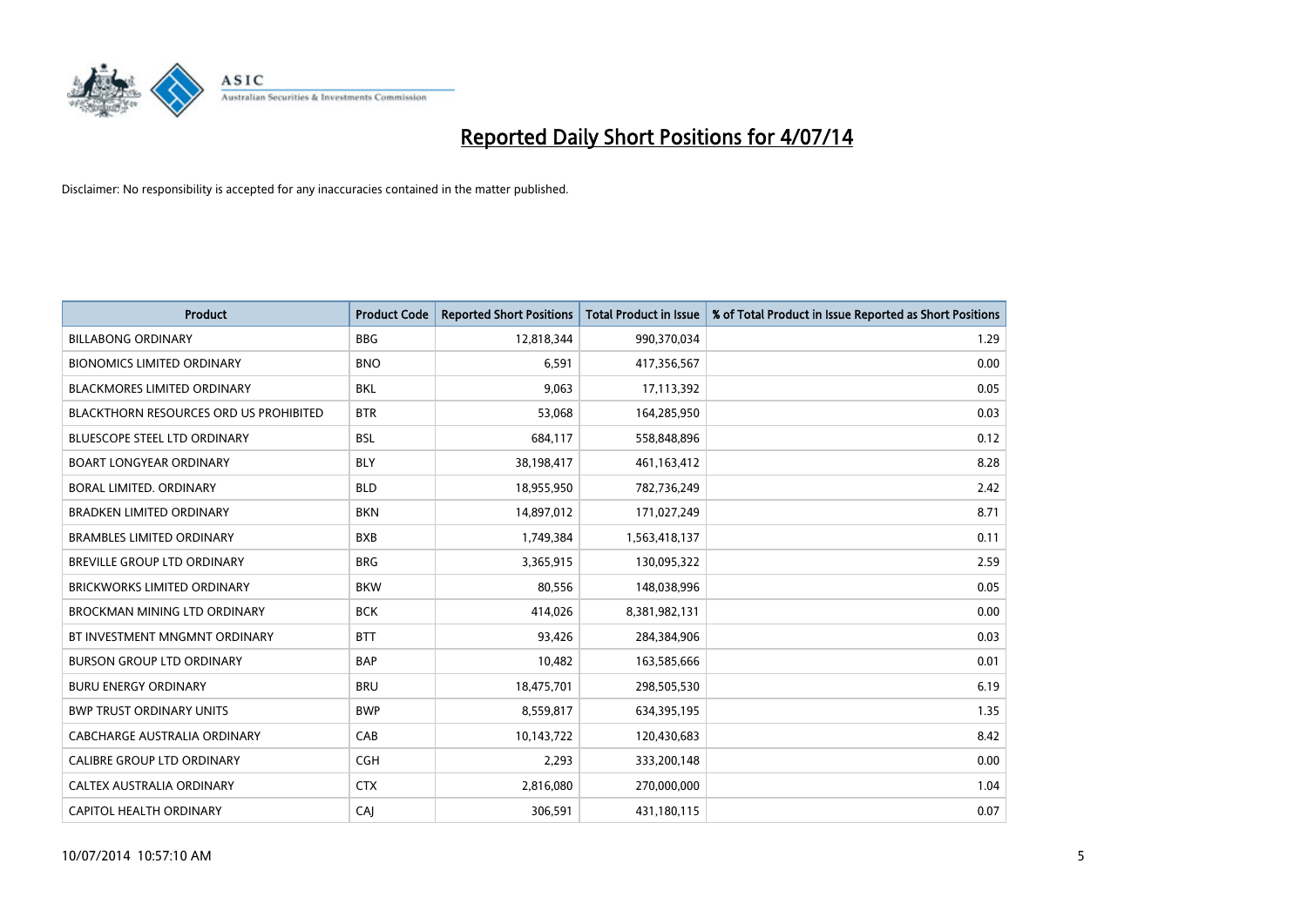# Reported Daily Short Positions for 4/07/14

Disclaimer: No responsibility is accepted for any inaccuracies contained in the matter published.

| Product | Product Code | Reported Short Positions | Total Product in Issue | % of Total Product in Issue Reported as Short Positions |
|---|---|---|---|---|
| BILLABONG ORDINARY | BBG | 12,818,344 | 990,370,034 | 1.29 |
| BIONOMICS LIMITED ORDINARY | BNO | 6,591 | 417,356,567 | 0.00 |
| BLACKMORES LIMITED ORDINARY | BKL | 9,063 | 17,113,392 | 0.05 |
| BLACKTHORN RESOURCES ORD US PROHIBITED | BTR | 53,068 | 164,285,950 | 0.03 |
| BLUESCOPE STEEL LTD ORDINARY | BSL | 684,117 | 558,848,896 | 0.12 |
| BOART LONGYEAR ORDINARY | BLY | 38,198,417 | 461,163,412 | 8.28 |
| BORAL LIMITED. ORDINARY | BLD | 18,955,950 | 782,736,249 | 2.42 |
| BRADKEN LIMITED ORDINARY | BKN | 14,897,012 | 171,027,249 | 8.71 |
| BRAMBLES LIMITED ORDINARY | BXB | 1,749,384 | 1,563,418,137 | 0.11 |
| BREVILLE GROUP LTD ORDINARY | BRG | 3,365,915 | 130,095,322 | 2.59 |
| BRICKWORKS LIMITED ORDINARY | BKW | 80,556 | 148,038,996 | 0.05 |
| BROCKMAN MINING LTD ORDINARY | BCK | 414,026 | 8,381,982,131 | 0.00 |
| BT INVESTMENT MNGMNT ORDINARY | BTT | 93,426 | 284,384,906 | 0.03 |
| BURSON GROUP LTD ORDINARY | BAP | 10,482 | 163,585,666 | 0.01 |
| BURU ENERGY ORDINARY | BRU | 18,475,701 | 298,505,530 | 6.19 |
| BWP TRUST ORDINARY UNITS | BWP | 8,559,817 | 634,395,195 | 1.35 |
| CABCHARGE AUSTRALIA ORDINARY | CAB | 10,143,722 | 120,430,683 | 8.42 |
| CALIBRE GROUP LTD ORDINARY | CGH | 2,293 | 333,200,148 | 0.00 |
| CALTEX AUSTRALIA ORDINARY | CTX | 2,816,080 | 270,000,000 | 1.04 |
| CAPITOL HEALTH ORDINARY | CAJ | 306,591 | 431,180,115 | 0.07 |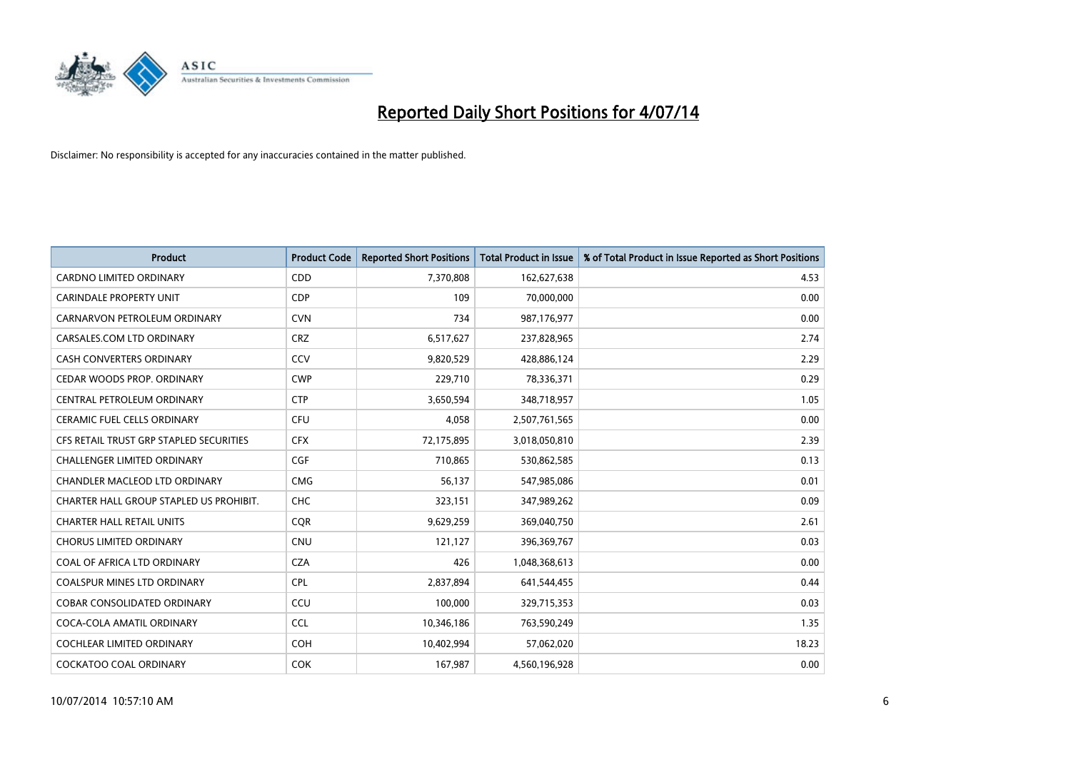# Reported Daily Short Positions for 4/07/14

Disclaimer: No responsibility is accepted for any inaccuracies contained in the matter published.

| Product | Product Code | Reported Short Positions | Total Product in Issue | % of Total Product in Issue Reported as Short Positions |
|---|---|---|---|---|
| CARDNO LIMITED ORDINARY | CDD | 7,370,808 | 162,627,638 | 4.53 |
| CARINDALE PROPERTY UNIT | CDP | 109 | 70,000,000 | 0.00 |
| CARNARVON PETROLEUM ORDINARY | CVN | 734 | 987,176,977 | 0.00 |
| CARSALES.COM LTD ORDINARY | CRZ | 6,517,627 | 237,828,965 | 2.74 |
| CASH CONVERTERS ORDINARY | CCV | 9,820,529 | 428,886,124 | 2.29 |
| CEDAR WOODS PROP. ORDINARY | CWP | 229,710 | 78,336,371 | 0.29 |
| CENTRAL PETROLEUM ORDINARY | CTP | 3,650,594 | 348,718,957 | 1.05 |
| CERAMIC FUEL CELLS ORDINARY | CFU | 4,058 | 2,507,761,565 | 0.00 |
| CFS RETAIL TRUST GRP STAPLED SECURITIES | CFX | 72,175,895 | 3,018,050,810 | 2.39 |
| CHALLENGER LIMITED ORDINARY | CGF | 710,865 | 530,862,585 | 0.13 |
| CHANDLER MACLEOD LTD ORDINARY | CMG | 56,137 | 547,985,086 | 0.01 |
| CHARTER HALL GROUP STAPLED US PROHIBIT. | CHC | 323,151 | 347,989,262 | 0.09 |
| CHARTER HALL RETAIL UNITS | CQR | 9,629,259 | 369,040,750 | 2.61 |
| CHORUS LIMITED ORDINARY | CNU | 121,127 | 396,369,767 | 0.03 |
| COAL OF AFRICA LTD ORDINARY | CZA | 426 | 1,048,368,613 | 0.00 |
| COALSPUR MINES LTD ORDINARY | CPL | 2,837,894 | 641,544,455 | 0.44 |
| COBAR CONSOLIDATED ORDINARY | CCU | 100,000 | 329,715,353 | 0.03 |
| COCA-COLA AMATIL ORDINARY | CCL | 10,346,186 | 763,590,249 | 1.35 |
| COCHLEAR LIMITED ORDINARY | COH | 10,402,994 | 57,062,020 | 18.23 |
| COCKATOO COAL ORDINARY | COK | 167,987 | 4,560,196,928 | 0.00 |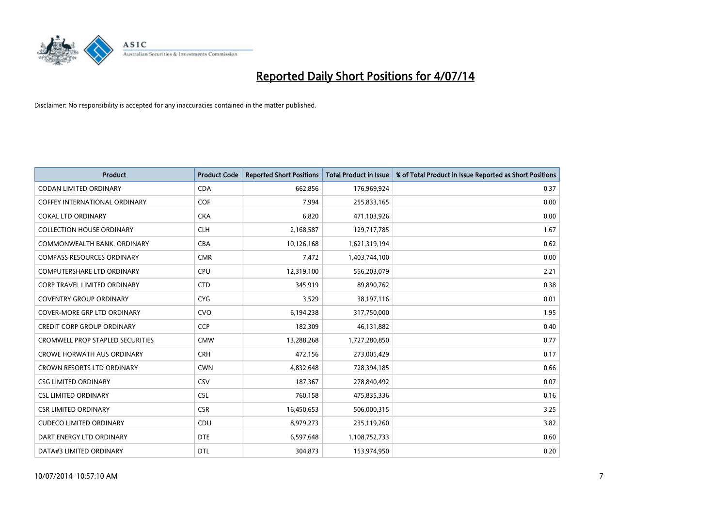# Reported Daily Short Positions for 4/07/14

Disclaimer: No responsibility is accepted for any inaccuracies contained in the matter published.

| Product | Product Code | Reported Short Positions | Total Product in Issue | % of Total Product in Issue Reported as Short Positions |
|---|---|---|---|---|
| CODAN LIMITED ORDINARY | CDA | 662,856 | 176,969,924 | 0.37 |
| COFFEY INTERNATIONAL ORDINARY | COF | 7,994 | 255,833,165 | 0.00 |
| COKAL LTD ORDINARY | CKA | 6,820 | 471,103,926 | 0.00 |
| COLLECTION HOUSE ORDINARY | CLH | 2,168,587 | 129,717,785 | 1.67 |
| COMMONWEALTH BANK. ORDINARY | CBA | 10,126,168 | 1,621,319,194 | 0.62 |
| COMPASS RESOURCES ORDINARY | CMR | 7,472 | 1,403,744,100 | 0.00 |
| COMPUTERSHARE LTD ORDINARY | CPU | 12,319,100 | 556,203,079 | 2.21 |
| CORP TRAVEL LIMITED ORDINARY | CTD | 345,919 | 89,890,762 | 0.38 |
| COVENTRY GROUP ORDINARY | CYG | 3,529 | 38,197,116 | 0.01 |
| COVER-MORE GRP LTD ORDINARY | CVO | 6,194,238 | 317,750,000 | 1.95 |
| CREDIT CORP GROUP ORDINARY | CCP | 182,309 | 46,131,882 | 0.40 |
| CROMWELL PROP STAPLED SECURITIES | CMW | 13,288,268 | 1,727,280,850 | 0.77 |
| CROWE HORWATH AUS ORDINARY | CRH | 472,156 | 273,005,429 | 0.17 |
| CROWN RESORTS LTD ORDINARY | CWN | 4,832,648 | 728,394,185 | 0.66 |
| CSG LIMITED ORDINARY | CSV | 187,367 | 278,840,492 | 0.07 |
| CSL LIMITED ORDINARY | CSL | 760,158 | 475,835,336 | 0.16 |
| CSR LIMITED ORDINARY | CSR | 16,450,653 | 506,000,315 | 3.25 |
| CUDECO LIMITED ORDINARY | CDU | 8,979,273 | 235,119,260 | 3.82 |
| DART ENERGY LTD ORDINARY | DTE | 6,597,648 | 1,108,752,733 | 0.60 |
| DATA#3 LIMITED ORDINARY | DTL | 304,873 | 153,974,950 | 0.20 |

10/07/2014 10:57:10 AM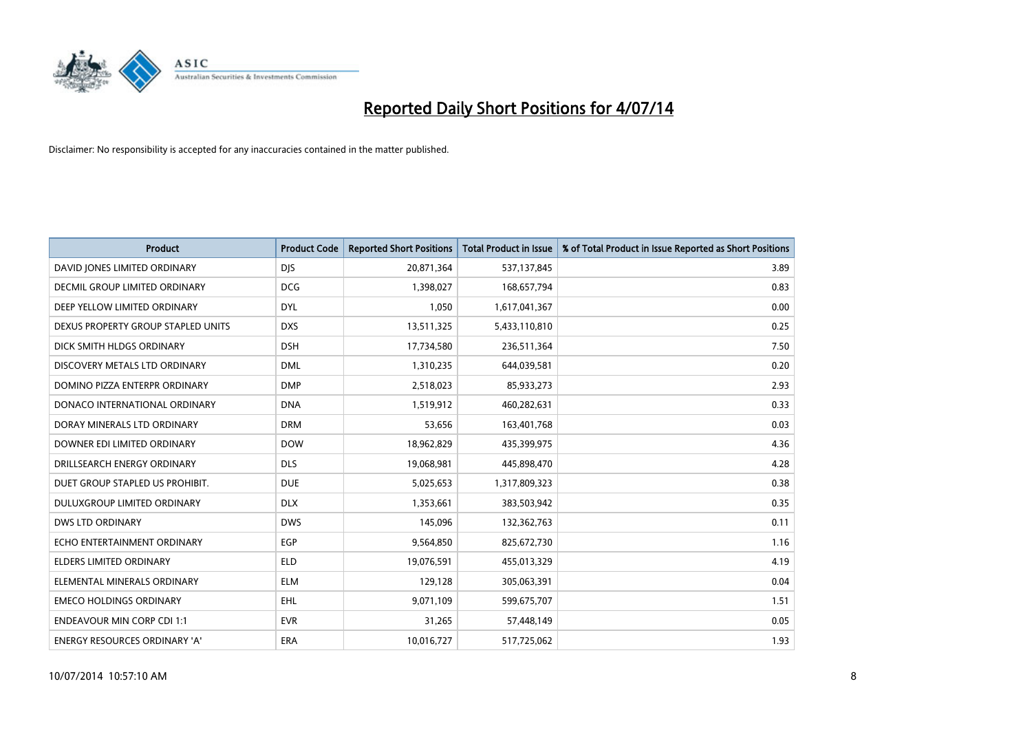# Reported Daily Short Positions for 4/07/14

Disclaimer: No responsibility is accepted for any inaccuracies contained in the matter published.

| Product | Product Code | Reported Short Positions | Total Product in Issue | % of Total Product in Issue Reported as Short Positions |
| --- | --- | --- | --- | --- |
| DAVID JONES LIMITED ORDINARY | DJS | 20,871,364 | 537,137,845 | 3.89 |
| DECMIL GROUP LIMITED ORDINARY | DCG | 1,398,027 | 168,657,794 | 0.83 |
| DEEP YELLOW LIMITED ORDINARY | DYL | 1,050 | 1,617,041,367 | 0.00 |
| DEXUS PROPERTY GROUP STAPLED UNITS | DXS | 13,511,325 | 5,433,110,810 | 0.25 |
| DICK SMITH HLDGS ORDINARY | DSH | 17,734,580 | 236,511,364 | 7.50 |
| DISCOVERY METALS LTD ORDINARY | DML | 1,310,235 | 644,039,581 | 0.20 |
| DOMINO PIZZA ENTERPR ORDINARY | DMP | 2,518,023 | 85,933,273 | 2.93 |
| DONACO INTERNATIONAL ORDINARY | DNA | 1,519,912 | 460,282,631 | 0.33 |
| DORAY MINERALS LTD ORDINARY | DRM | 53,656 | 163,401,768 | 0.03 |
| DOWNER EDI LIMITED ORDINARY | DOW | 18,962,829 | 435,399,975 | 4.36 |
| DRILLSEARCH ENERGY ORDINARY | DLS | 19,068,981 | 445,898,470 | 4.28 |
| DUET GROUP STAPLED US PROHIBIT. | DUE | 5,025,653 | 1,317,809,323 | 0.38 |
| DULUXGROUP LIMITED ORDINARY | DLX | 1,353,661 | 383,503,942 | 0.35 |
| DWS LTD ORDINARY | DWS | 145,096 | 132,362,763 | 0.11 |
| ECHO ENTERTAINMENT ORDINARY | EGP | 9,564,850 | 825,672,730 | 1.16 |
| ELDERS LIMITED ORDINARY | ELD | 19,076,591 | 455,013,329 | 4.19 |
| ELEMENTAL MINERALS ORDINARY | ELM | 129,128 | 305,063,391 | 0.04 |
| EMECO HOLDINGS ORDINARY | EHL | 9,071,109 | 599,675,707 | 1.51 |
| ENDEAVOUR MIN CORP CDI 1:1 | EVR | 31,265 | 57,448,149 | 0.05 |
| ENERGY RESOURCES ORDINARY 'A' | ERA | 10,016,727 | 517,725,062 | 1.93 |

10/07/2014 10:57:10 AM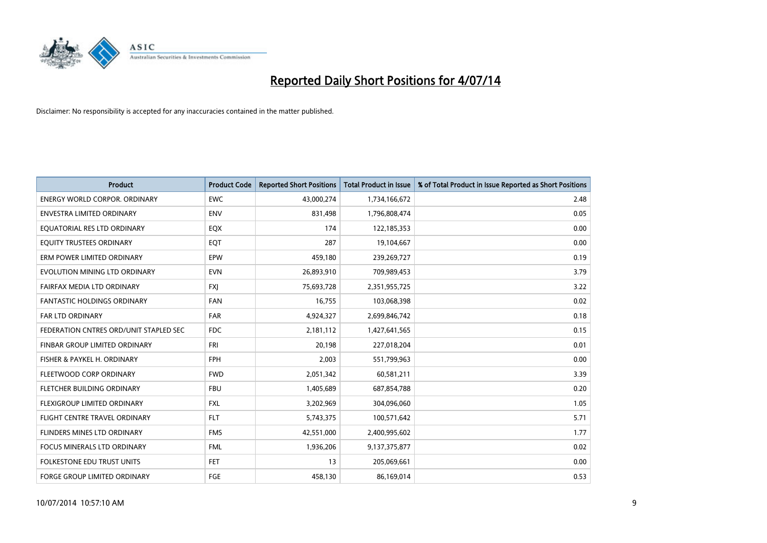# Reported Daily Short Positions for 4/07/14

Disclaimer: No responsibility is accepted for any inaccuracies contained in the matter published.

| Product | Product Code | Reported Short Positions | Total Product in Issue | % of Total Product in Issue Reported as Short Positions |
|---|---|---|---|---|
| ENERGY WORLD CORPOR. ORDINARY | EWC | 43,000,274 | 1,734,166,672 | 2.48 |
| ENVESTRA LIMITED ORDINARY | ENV | 831,498 | 1,796,808,474 | 0.05 |
| EQUATORIAL RES LTD ORDINARY | EQX | 174 | 122,185,353 | 0.00 |
| EQUITY TRUSTEES ORDINARY | EQT | 287 | 19,104,667 | 0.00 |
| ERM POWER LIMITED ORDINARY | EPW | 459,180 | 239,269,727 | 0.19 |
| EVOLUTION MINING LTD ORDINARY | EVN | 26,893,910 | 709,989,453 | 3.79 |
| FAIRFAX MEDIA LTD ORDINARY | FXJ | 75,693,728 | 2,351,955,725 | 3.22 |
| FANTASTIC HOLDINGS ORDINARY | FAN | 16,755 | 103,068,398 | 0.02 |
| FAR LTD ORDINARY | FAR | 4,924,327 | 2,699,846,742 | 0.18 |
| FEDERATION CNTRES ORD/UNIT STAPLED SEC | FDC | 2,181,112 | 1,427,641,565 | 0.15 |
| FINBAR GROUP LIMITED ORDINARY | FRI | 20,198 | 227,018,204 | 0.01 |
| FISHER & PAYKEL H. ORDINARY | FPH | 2,003 | 551,799,963 | 0.00 |
| FLEETWOOD CORP ORDINARY | FWD | 2,051,342 | 60,581,211 | 3.39 |
| FLETCHER BUILDING ORDINARY | FBU | 1,405,689 | 687,854,788 | 0.20 |
| FLEXIGROUP LIMITED ORDINARY | FXL | 3,202,969 | 304,096,060 | 1.05 |
| FLIGHT CENTRE TRAVEL ORDINARY | FLT | 5,743,375 | 100,571,642 | 5.71 |
| FLINDERS MINES LTD ORDINARY | FMS | 42,551,000 | 2,400,995,602 | 1.77 |
| FOCUS MINERALS LTD ORDINARY | FML | 1,936,206 | 9,137,375,877 | 0.02 |
| FOLKESTONE EDU TRUST UNITS | FET | 13 | 205,069,661 | 0.00 |
| FORGE GROUP LIMITED ORDINARY | FGE | 458,130 | 86,169,014 | 0.53 |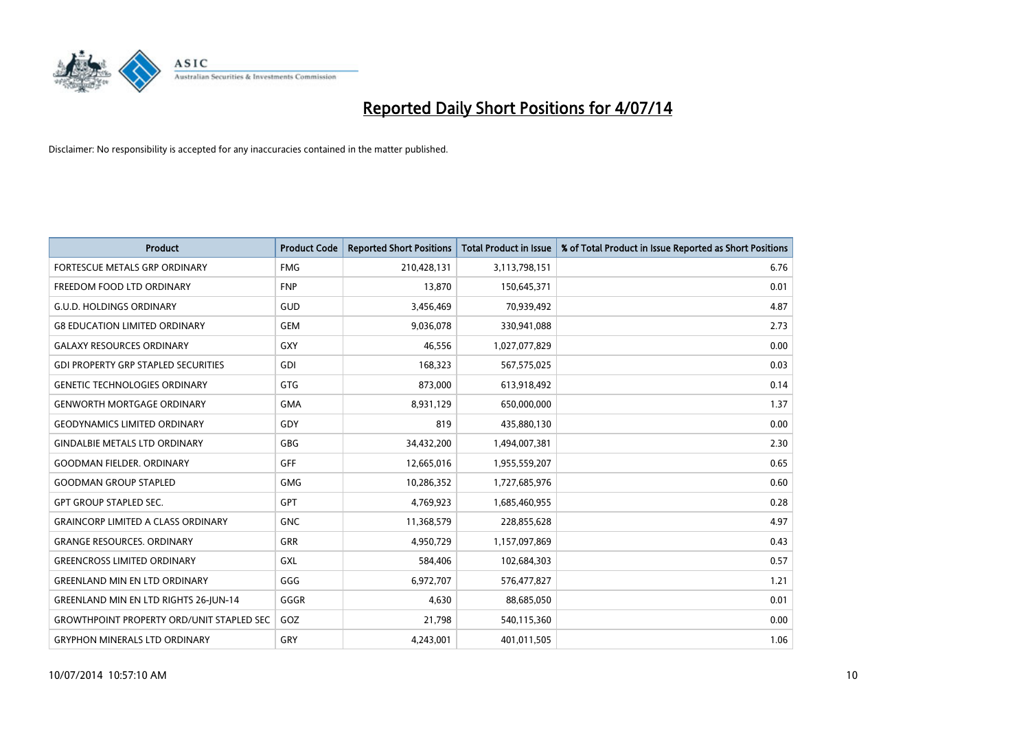# Reported Daily Short Positions for 4/07/14

Disclaimer: No responsibility is accepted for any inaccuracies contained in the matter published.

| Product | Product Code | Reported Short Positions | Total Product in Issue | % of Total Product in Issue Reported as Short Positions |
|---|---|---|---|---|
| FORTESCUE METALS GRP ORDINARY | FMG | 210,428,131 | 3,113,798,151 | 6.76 |
| FREEDOM FOOD LTD ORDINARY | FNP | 13,870 | 150,645,371 | 0.01 |
| G.U.D. HOLDINGS ORDINARY | GUD | 3,456,469 | 70,939,492 | 4.87 |
| G8 EDUCATION LIMITED ORDINARY | GEM | 9,036,078 | 330,941,088 | 2.73 |
| GALAXY RESOURCES ORDINARY | GXY | 46,556 | 1,027,077,829 | 0.00 |
| GDI PROPERTY GRP STAPLED SECURITIES | GDI | 168,323 | 567,575,025 | 0.03 |
| GENETIC TECHNOLOGIES ORDINARY | GTG | 873,000 | 613,918,492 | 0.14 |
| GENWORTH MORTGAGE ORDINARY | GMA | 8,931,129 | 650,000,000 | 1.37 |
| GEODYNAMICS LIMITED ORDINARY | GDY | 819 | 435,880,130 | 0.00 |
| GINDALBIE METALS LTD ORDINARY | GBG | 34,432,200 | 1,494,007,381 | 2.30 |
| GOODMAN FIELDER. ORDINARY | GFF | 12,665,016 | 1,955,559,207 | 0.65 |
| GOODMAN GROUP STAPLED | GMG | 10,286,352 | 1,727,685,976 | 0.60 |
| GPT GROUP STAPLED SEC. | GPT | 4,769,923 | 1,685,460,955 | 0.28 |
| GRAINCORP LIMITED A CLASS ORDINARY | GNC | 11,368,579 | 228,855,628 | 4.97 |
| GRANGE RESOURCES. ORDINARY | GRR | 4,950,729 | 1,157,097,869 | 0.43 |
| GREENCROSS LIMITED ORDINARY | GXL | 584,406 | 102,684,303 | 0.57 |
| GREENLAND MIN EN LTD ORDINARY | GGG | 6,972,707 | 576,477,827 | 1.21 |
| GREENLAND MIN EN LTD RIGHTS 26-JUN-14 | GGGR | 4,630 | 88,685,050 | 0.01 |
| GROWTHPOINT PROPERTY ORD/UNIT STAPLED SEC | GOZ | 21,798 | 540,115,360 | 0.00 |
| GRYPHON MINERALS LTD ORDINARY | GRY | 4,243,001 | 401,011,505 | 1.06 |

10/07/2014 10:57:10 AM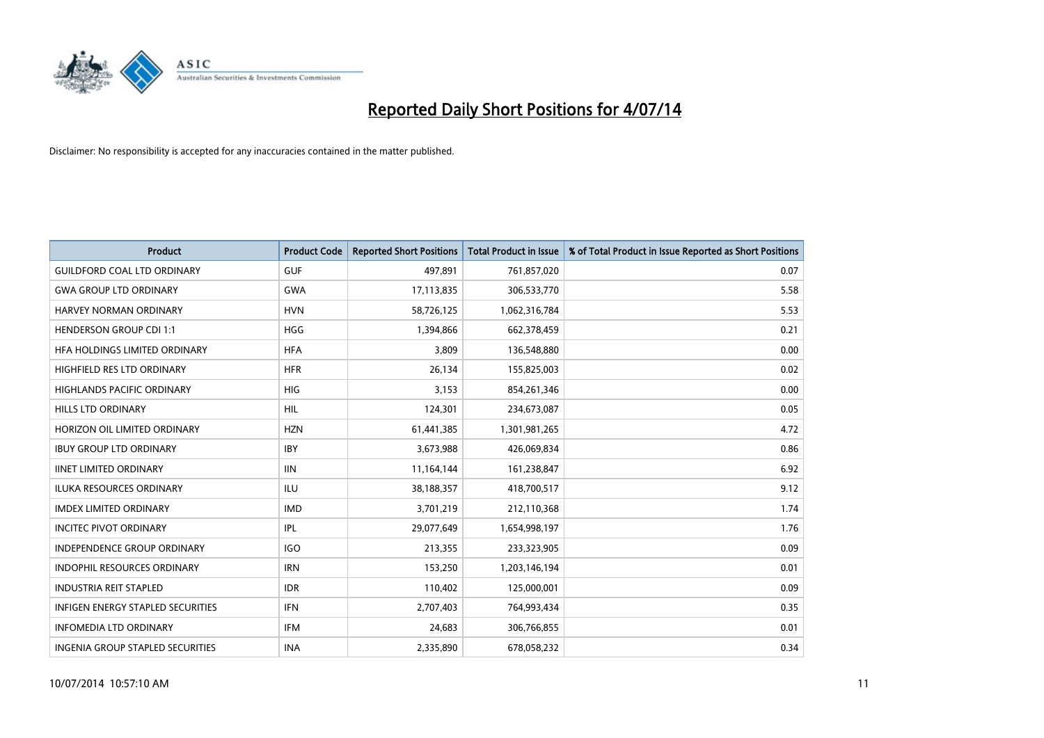# Reported Daily Short Positions for 4/07/14

Disclaimer: No responsibility is accepted for any inaccuracies contained in the matter published.

| Product | Product Code | Reported Short Positions | Total Product in Issue | % of Total Product in Issue Reported as Short Positions |
|---|---|---|---|---|
| GUILDFORD COAL LTD ORDINARY | GUF | 497,891 | 761,857,020 | 0.07 |
| GWA GROUP LTD ORDINARY | GWA | 17,113,835 | 306,533,770 | 5.58 |
| HARVEY NORMAN ORDINARY | HVN | 58,726,125 | 1,062,316,784 | 5.53 |
| HENDERSON GROUP CDI 1:1 | HGG | 1,394,866 | 662,378,459 | 0.21 |
| HFA HOLDINGS LIMITED ORDINARY | HFA | 3,809 | 136,548,880 | 0.00 |
| HIGHFIELD RES LTD ORDINARY | HFR | 26,134 | 155,825,003 | 0.02 |
| HIGHLANDS PACIFIC ORDINARY | HIG | 3,153 | 854,261,346 | 0.00 |
| HILLS LTD ORDINARY | HIL | 124,301 | 234,673,087 | 0.05 |
| HORIZON OIL LIMITED ORDINARY | HZN | 61,441,385 | 1,301,981,265 | 4.72 |
| IBUY GROUP LTD ORDINARY | IBY | 3,673,988 | 426,069,834 | 0.86 |
| IINET LIMITED ORDINARY | IIN | 11,164,144 | 161,238,847 | 6.92 |
| ILUKA RESOURCES ORDINARY | ILU | 38,188,357 | 418,700,517 | 9.12 |
| IMDEX LIMITED ORDINARY | IMD | 3,701,219 | 212,110,368 | 1.74 |
| INCITEC PIVOT ORDINARY | IPL | 29,077,649 | 1,654,998,197 | 1.76 |
| INDEPENDENCE GROUP ORDINARY | IGO | 213,355 | 233,323,905 | 0.09 |
| INDOPHIL RESOURCES ORDINARY | IRN | 153,250 | 1,203,146,194 | 0.01 |
| INDUSTRIA REIT STAPLED | IDR | 110,402 | 125,000,001 | 0.09 |
| INFIGEN ENERGY STAPLED SECURITIES | IFN | 2,707,403 | 764,993,434 | 0.35 |
| INFOMEDIA LTD ORDINARY | IFM | 24,683 | 306,766,855 | 0.01 |
| INGENIA GROUP STAPLED SECURITIES | INA | 2,335,890 | 678,058,232 | 0.34 |

10/07/2014 10:57:10 AM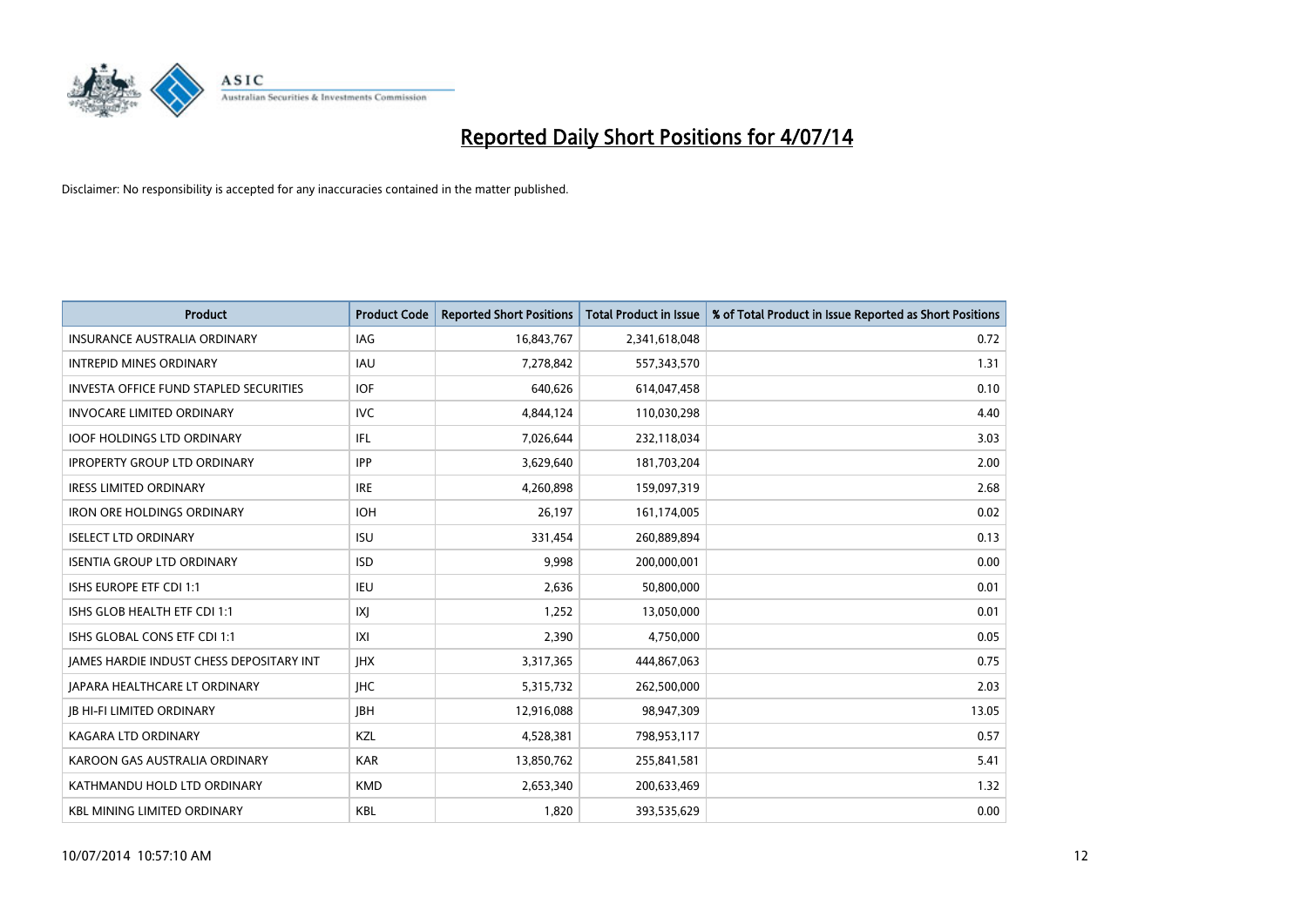# Reported Daily Short Positions for 4/07/14

Disclaimer: No responsibility is accepted for any inaccuracies contained in the matter published.

| Product | Product Code | Reported Short Positions | Total Product in Issue | % of Total Product in Issue Reported as Short Positions |
|---|---|---|---|---|
| INSURANCE AUSTRALIA ORDINARY | IAG | 16,843,767 | 2,341,618,048 | 0.72 |
| INTREPID MINES ORDINARY | IAU | 7,278,842 | 557,343,570 | 1.31 |
| INVESTA OFFICE FUND STAPLED SECURITIES | IOF | 640,626 | 614,047,458 | 0.10 |
| INVOCARE LIMITED ORDINARY | IVC | 4,844,124 | 110,030,298 | 4.40 |
| IOOF HOLDINGS LTD ORDINARY | IFL | 7,026,644 | 232,118,034 | 3.03 |
| IPROPERTY GROUP LTD ORDINARY | IPP | 3,629,640 | 181,703,204 | 2.00 |
| IRESS LIMITED ORDINARY | IRE | 4,260,898 | 159,097,319 | 2.68 |
| IRON ORE HOLDINGS ORDINARY | IOH | 26,197 | 161,174,005 | 0.02 |
| ISELECT LTD ORDINARY | ISU | 331,454 | 260,889,894 | 0.13 |
| ISENTIA GROUP LTD ORDINARY | ISD | 9,998 | 200,000,001 | 0.00 |
| ISHS EUROPE ETF CDI 1:1 | IEU | 2,636 | 50,800,000 | 0.01 |
| ISHS GLOB HEALTH ETF CDI 1:1 | IXJ | 1,252 | 13,050,000 | 0.01 |
| ISHS GLOBAL CONS ETF CDI 1:1 | IXI | 2,390 | 4,750,000 | 0.05 |
| JAMES HARDIE INDUST CHESS DEPOSITARY INT | JHX | 3,317,365 | 444,867,063 | 0.75 |
| JAPARA HEALTHCARE LT ORDINARY | JHC | 5,315,732 | 262,500,000 | 2.03 |
| JB HI-FI LIMITED ORDINARY | JBH | 12,916,088 | 98,947,309 | 13.05 |
| KAGARA LTD ORDINARY | KZL | 4,528,381 | 798,953,117 | 0.57 |
| KAROON GAS AUSTRALIA ORDINARY | KAR | 13,850,762 | 255,841,581 | 5.41 |
| KATHMANDU HOLD LTD ORDINARY | KMD | 2,653,340 | 200,633,469 | 1.32 |
| KBL MINING LIMITED ORDINARY | KBL | 1,820 | 393,535,629 | 0.00 |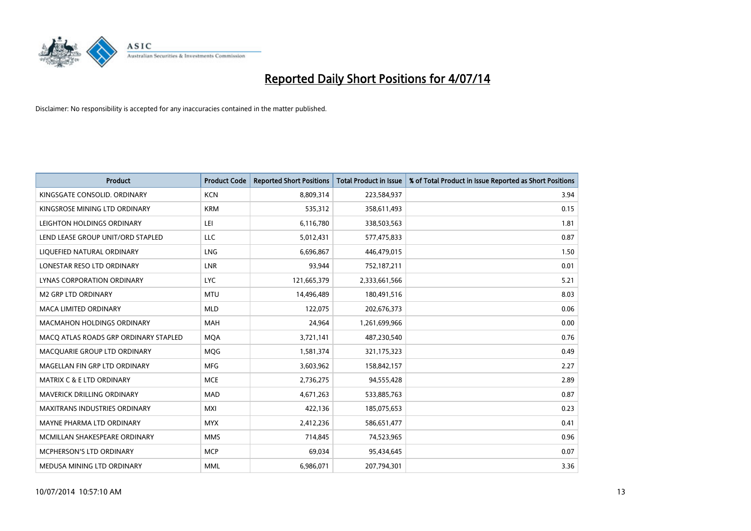# Reported Daily Short Positions for 4/07/14

Disclaimer: No responsibility is accepted for any inaccuracies contained in the matter published.

| Product | Product Code | Reported Short Positions | Total Product in Issue | % of Total Product in Issue Reported as Short Positions |
|---|---|---|---|---|
| KINGSGATE CONSOLID. ORDINARY | KCN | 8,809,314 | 223,584,937 | 3.94 |
| KINGSROSE MINING LTD ORDINARY | KRM | 535,312 | 358,611,493 | 0.15 |
| LEIGHTON HOLDINGS ORDINARY | LEI | 6,116,780 | 338,503,563 | 1.81 |
| LEND LEASE GROUP UNIT/ORD STAPLED | LLC | 5,012,431 | 577,475,833 | 0.87 |
| LIQUEFIED NATURAL ORDINARY | LNG | 6,696,867 | 446,479,015 | 1.50 |
| LONESTAR RESO LTD ORDINARY | LNR | 93,944 | 752,187,211 | 0.01 |
| LYNAS CORPORATION ORDINARY | LYC | 121,665,379 | 2,333,661,566 | 5.21 |
| M2 GRP LTD ORDINARY | MTU | 14,496,489 | 180,491,516 | 8.03 |
| MACA LIMITED ORDINARY | MLD | 122,075 | 202,676,373 | 0.06 |
| MACMAHON HOLDINGS ORDINARY | MAH | 24,964 | 1,261,699,966 | 0.00 |
| MACQ ATLAS ROADS GRP ORDINARY STAPLED | MQA | 3,721,141 | 487,230,540 | 0.76 |
| MACQUARIE GROUP LTD ORDINARY | MQG | 1,581,374 | 321,175,323 | 0.49 |
| MAGELLAN FIN GRP LTD ORDINARY | MFG | 3,603,962 | 158,842,157 | 2.27 |
| MATRIX C & E LTD ORDINARY | MCE | 2,736,275 | 94,555,428 | 2.89 |
| MAVERICK DRILLING ORDINARY | MAD | 4,671,263 | 533,885,763 | 0.87 |
| MAXITRANS INDUSTRIES ORDINARY | MXI | 422,136 | 185,075,653 | 0.23 |
| MAYNE PHARMA LTD ORDINARY | MYX | 2,412,236 | 586,651,477 | 0.41 |
| MCMILLAN SHAKESPEARE ORDINARY | MMS | 714,845 | 74,523,965 | 0.96 |
| MCPHERSON'S LTD ORDINARY | MCP | 69,034 | 95,434,645 | 0.07 |
| MEDUSA MINING LTD ORDINARY | MML | 6,986,071 | 207,794,301 | 3.36 |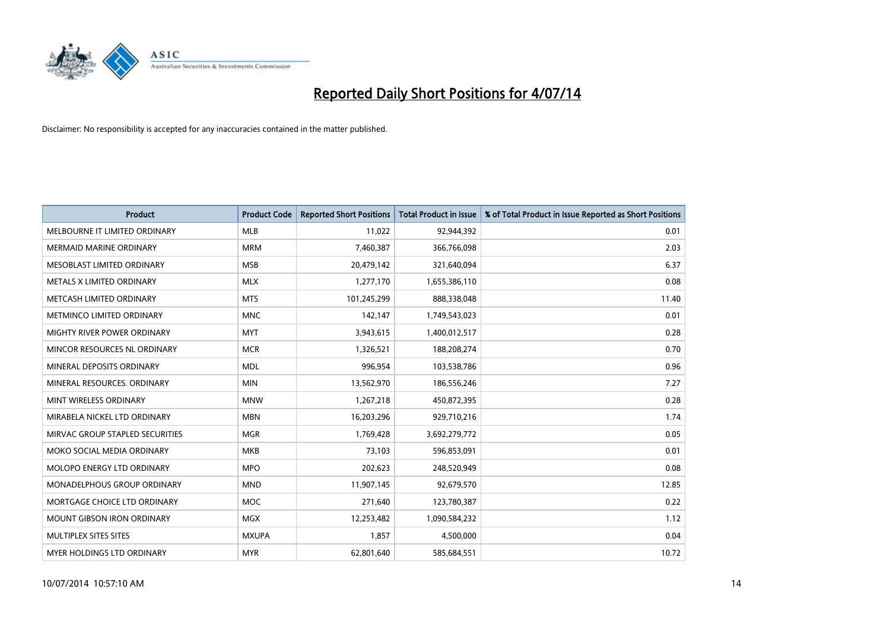# Reported Daily Short Positions for 4/07/14

Disclaimer: No responsibility is accepted for any inaccuracies contained in the matter published.

| Product | Product Code | Reported Short Positions | Total Product in Issue | % of Total Product in Issue Reported as Short Positions |
|---|---|---|---|---|
| MELBOURNE IT LIMITED ORDINARY | MLB | 11,022 | 92,944,392 | 0.01 |
| MERMAID MARINE ORDINARY | MRM | 7,460,387 | 366,766,098 | 2.03 |
| MESOBLAST LIMITED ORDINARY | MSB | 20,479,142 | 321,640,094 | 6.37 |
| METALS X LIMITED ORDINARY | MLX | 1,277,170 | 1,655,386,110 | 0.08 |
| METCASH LIMITED ORDINARY | MTS | 101,245,299 | 888,338,048 | 11.40 |
| METMINCO LIMITED ORDINARY | MNC | 142,147 | 1,749,543,023 | 0.01 |
| MIGHTY RIVER POWER ORDINARY | MYT | 3,943,615 | 1,400,012,517 | 0.28 |
| MINCOR RESOURCES NL ORDINARY | MCR | 1,326,521 | 188,208,274 | 0.70 |
| MINERAL DEPOSITS ORDINARY | MDL | 996,954 | 103,538,786 | 0.96 |
| MINERAL RESOURCES. ORDINARY | MIN | 13,562,970 | 186,556,246 | 7.27 |
| MINT WIRELESS ORDINARY | MNW | 1,267,218 | 450,872,395 | 0.28 |
| MIRABELA NICKEL LTD ORDINARY | MBN | 16,203,296 | 929,710,216 | 1.74 |
| MIRVAC GROUP STAPLED SECURITIES | MGR | 1,769,428 | 3,692,279,772 | 0.05 |
| MOKO SOCIAL MEDIA ORDINARY | MKB | 73,103 | 596,853,091 | 0.01 |
| MOLOPO ENERGY LTD ORDINARY | MPO | 202,623 | 248,520,949 | 0.08 |
| MONADELPHOUS GROUP ORDINARY | MND | 11,907,145 | 92,679,570 | 12.85 |
| MORTGAGE CHOICE LTD ORDINARY | MOC | 271,640 | 123,780,387 | 0.22 |
| MOUNT GIBSON IRON ORDINARY | MGX | 12,253,482 | 1,090,584,232 | 1.12 |
| MULTIPLEX SITES SITES | MXUPA | 1,857 | 4,500,000 | 0.04 |
| MYER HOLDINGS LTD ORDINARY | MYR | 62,801,640 | 585,684,551 | 10.72 |

10/07/2014 10:57:10 AM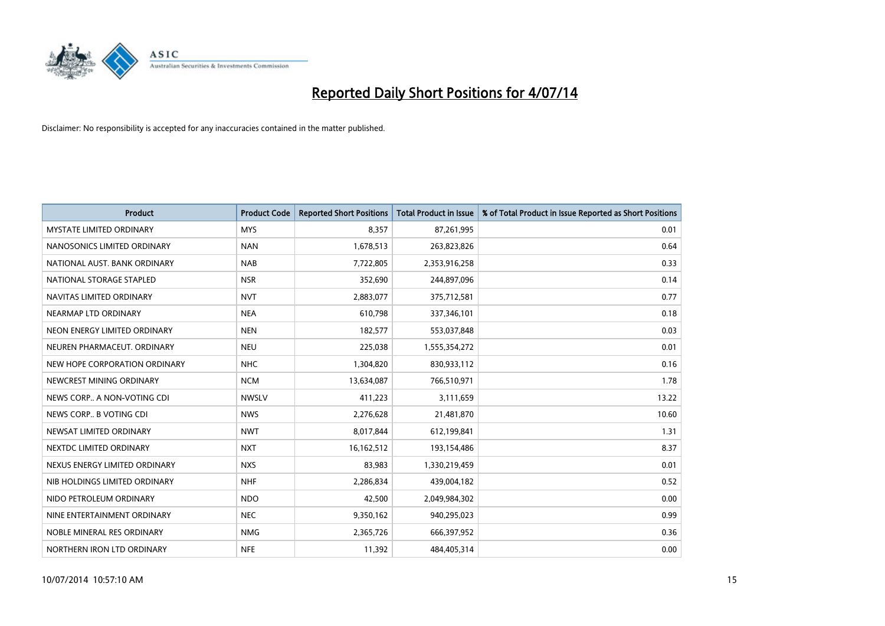# Reported Daily Short Positions for 4/07/14

Disclaimer: No responsibility is accepted for any inaccuracies contained in the matter published.

| Product | Product Code | Reported Short Positions | Total Product in Issue | % of Total Product in Issue Reported as Short Positions |
|---|---|---|---|---|
| MYSTATE LIMITED ORDINARY | MYS | 8,357 | 87,261,995 | 0.01 |
| NANOSONICS LIMITED ORDINARY | NAN | 1,678,513 | 263,823,826 | 0.64 |
| NATIONAL AUST. BANK ORDINARY | NAB | 7,722,805 | 2,353,916,258 | 0.33 |
| NATIONAL STORAGE STAPLED | NSR | 352,690 | 244,897,096 | 0.14 |
| NAVITAS LIMITED ORDINARY | NVT | 2,883,077 | 375,712,581 | 0.77 |
| NEARMAP LTD ORDINARY | NEA | 610,798 | 337,346,101 | 0.18 |
| NEON ENERGY LIMITED ORDINARY | NEN | 182,577 | 553,037,848 | 0.03 |
| NEUREN PHARMACEUT. ORDINARY | NEU | 225,038 | 1,555,354,272 | 0.01 |
| NEW HOPE CORPORATION ORDINARY | NHC | 1,304,820 | 830,933,112 | 0.16 |
| NEWCREST MINING ORDINARY | NCM | 13,634,087 | 766,510,971 | 1.78 |
| NEWS CORP.. A NON-VOTING CDI | NWSLV | 411,223 | 3,111,659 | 13.22 |
| NEWS CORP.. B VOTING CDI | NWS | 2,276,628 | 21,481,870 | 10.60 |
| NEWSAT LIMITED ORDINARY | NWT | 8,017,844 | 612,199,841 | 1.31 |
| NEXTDC LIMITED ORDINARY | NXT | 16,162,512 | 193,154,486 | 8.37 |
| NEXUS ENERGY LIMITED ORDINARY | NXS | 83,983 | 1,330,219,459 | 0.01 |
| NIB HOLDINGS LIMITED ORDINARY | NHF | 2,286,834 | 439,004,182 | 0.52 |
| NIDO PETROLEUM ORDINARY | NDO | 42,500 | 2,049,984,302 | 0.00 |
| NINE ENTERTAINMENT ORDINARY | NEC | 9,350,162 | 940,295,023 | 0.99 |
| NOBLE MINERAL RES ORDINARY | NMG | 2,365,726 | 666,397,952 | 0.36 |
| NORTHERN IRON LTD ORDINARY | NFE | 11,392 | 484,405,314 | 0.00 |

10/07/2014 10:57:10 AM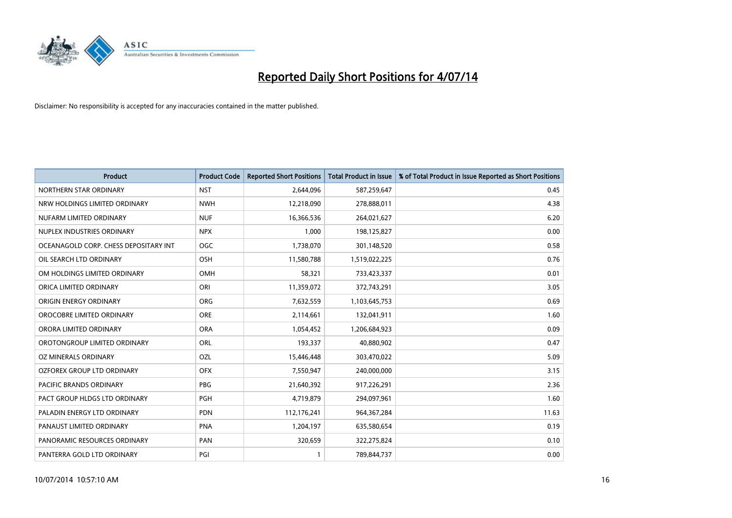# Reported Daily Short Positions for 4/07/14

Disclaimer: No responsibility is accepted for any inaccuracies contained in the matter published.

| Product | Product Code | Reported Short Positions | Total Product in Issue | % of Total Product in Issue Reported as Short Positions |
|---|---|---|---|---|
| NORTHERN STAR ORDINARY | NST | 2,644,096 | 587,259,647 | 0.45 |
| NRW HOLDINGS LIMITED ORDINARY | NWH | 12,218,090 | 278,888,011 | 4.38 |
| NUFARM LIMITED ORDINARY | NUF | 16,366,536 | 264,021,627 | 6.20 |
| NUPLEX INDUSTRIES ORDINARY | NPX | 1,000 | 198,125,827 | 0.00 |
| OCEANAGOLD CORP. CHESS DEPOSITARY INT | OGC | 1,738,070 | 301,148,520 | 0.58 |
| OIL SEARCH LTD ORDINARY | OSH | 11,580,788 | 1,519,022,225 | 0.76 |
| OM HOLDINGS LIMITED ORDINARY | OMH | 58,321 | 733,423,337 | 0.01 |
| ORICA LIMITED ORDINARY | ORI | 11,359,072 | 372,743,291 | 3.05 |
| ORIGIN ENERGY ORDINARY | ORG | 7,632,559 | 1,103,645,753 | 0.69 |
| OROCOBRE LIMITED ORDINARY | ORE | 2,114,661 | 132,041,911 | 1.60 |
| ORORA LIMITED ORDINARY | ORA | 1,054,452 | 1,206,684,923 | 0.09 |
| OROTONGROUP LIMITED ORDINARY | ORL | 193,337 | 40,880,902 | 0.47 |
| OZ MINERALS ORDINARY | OZL | 15,446,448 | 303,470,022 | 5.09 |
| OZFOREX GROUP LTD ORDINARY | OFX | 7,550,947 | 240,000,000 | 3.15 |
| PACIFIC BRANDS ORDINARY | PBG | 21,640,392 | 917,226,291 | 2.36 |
| PACT GROUP HLDGS LTD ORDINARY | PGH | 4,719,879 | 294,097,961 | 1.60 |
| PALADIN ENERGY LTD ORDINARY | PDN | 112,176,241 | 964,367,284 | 11.63 |
| PANAUST LIMITED ORDINARY | PNA | 1,204,197 | 635,580,654 | 0.19 |
| PANORAMIC RESOURCES ORDINARY | PAN | 320,659 | 322,275,824 | 0.10 |
| PANTERRA GOLD LTD ORDINARY | PGI | 1 | 789,844,737 | 0.00 |

10/07/2014 10:57:10 AM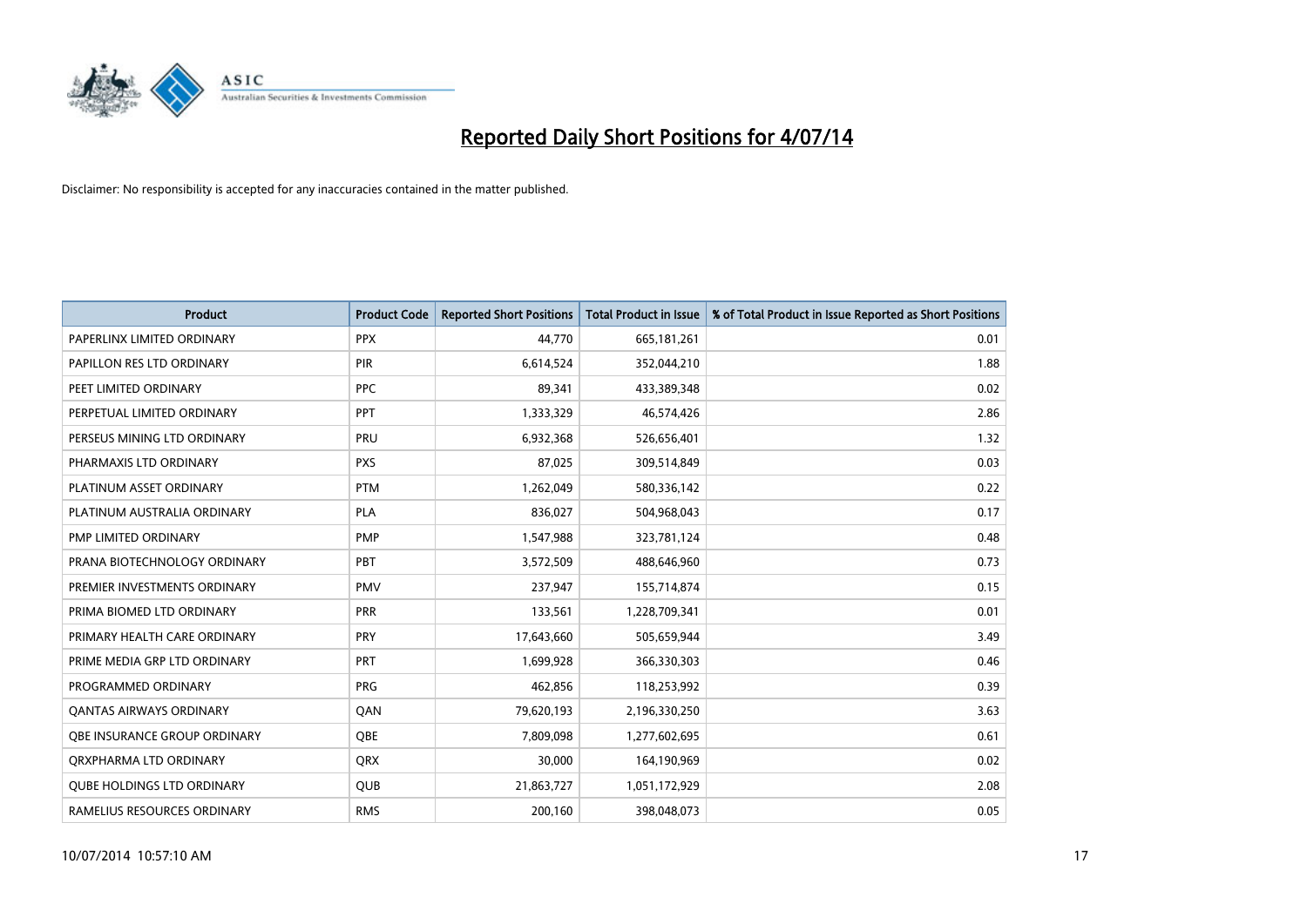# Reported Daily Short Positions for 4/07/14

Disclaimer: No responsibility is accepted for any inaccuracies contained in the matter published.

| Product | Product Code | Reported Short Positions | Total Product in Issue | % of Total Product in Issue Reported as Short Positions |
|---|---|---|---|---|
| PAPERLINX LIMITED ORDINARY | PPX | 44,770 | 665,181,261 | 0.01 |
| PAPILLON RES LTD ORDINARY | PIR | 6,614,524 | 352,044,210 | 1.88 |
| PEET LIMITED ORDINARY | PPC | 89,341 | 433,389,348 | 0.02 |
| PERPETUAL LIMITED ORDINARY | PPT | 1,333,329 | 46,574,426 | 2.86 |
| PERSEUS MINING LTD ORDINARY | PRU | 6,932,368 | 526,656,401 | 1.32 |
| PHARMAXIS LTD ORDINARY | PXS | 87,025 | 309,514,849 | 0.03 |
| PLATINUM ASSET ORDINARY | PTM | 1,262,049 | 580,336,142 | 0.22 |
| PLATINUM AUSTRALIA ORDINARY | PLA | 836,027 | 504,968,043 | 0.17 |
| PMP LIMITED ORDINARY | PMP | 1,547,988 | 323,781,124 | 0.48 |
| PRANA BIOTECHNOLOGY ORDINARY | PBT | 3,572,509 | 488,646,960 | 0.73 |
| PREMIER INVESTMENTS ORDINARY | PMV | 237,947 | 155,714,874 | 0.15 |
| PRIMA BIOMED LTD ORDINARY | PRR | 133,561 | 1,228,709,341 | 0.01 |
| PRIMARY HEALTH CARE ORDINARY | PRY | 17,643,660 | 505,659,944 | 3.49 |
| PRIME MEDIA GRP LTD ORDINARY | PRT | 1,699,928 | 366,330,303 | 0.46 |
| PROGRAMMED ORDINARY | PRG | 462,856 | 118,253,992 | 0.39 |
| QANTAS AIRWAYS ORDINARY | QAN | 79,620,193 | 2,196,330,250 | 3.63 |
| QBE INSURANCE GROUP ORDINARY | QBE | 7,809,098 | 1,277,602,695 | 0.61 |
| QRXPHARMA LTD ORDINARY | QRX | 30,000 | 164,190,969 | 0.02 |
| QUBE HOLDINGS LTD ORDINARY | QUB | 21,863,727 | 1,051,172,929 | 2.08 |
| RAMELIUS RESOURCES ORDINARY | RMS | 200,160 | 398,048,073 | 0.05 |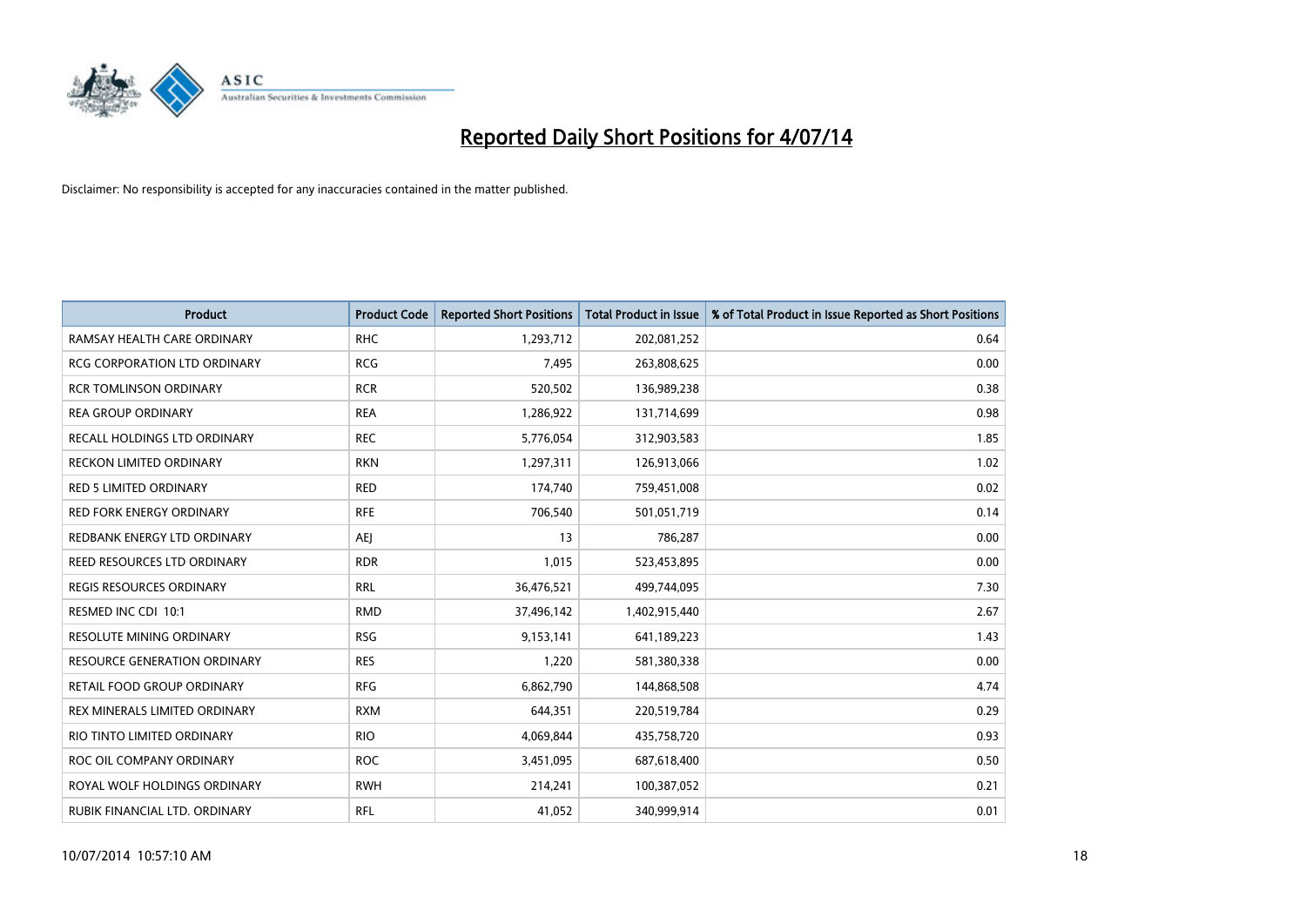# Reported Daily Short Positions for 4/07/14

Disclaimer: No responsibility is accepted for any inaccuracies contained in the matter published.

| Product | Product Code | Reported Short Positions | Total Product in Issue | % of Total Product in Issue Reported as Short Positions |
|---|---|---|---|---|
| RAMSAY HEALTH CARE ORDINARY | RHC | 1,293,712 | 202,081,252 | 0.64 |
| RCG CORPORATION LTD ORDINARY | RCG | 7,495 | 263,808,625 | 0.00 |
| RCR TOMLINSON ORDINARY | RCR | 520,502 | 136,989,238 | 0.38 |
| REA GROUP ORDINARY | REA | 1,286,922 | 131,714,699 | 0.98 |
| RECALL HOLDINGS LTD ORDINARY | REC | 5,776,054 | 312,903,583 | 1.85 |
| RECKON LIMITED ORDINARY | RKN | 1,297,311 | 126,913,066 | 1.02 |
| RED 5 LIMITED ORDINARY | RED | 174,740 | 759,451,008 | 0.02 |
| RED FORK ENERGY ORDINARY | RFE | 706,540 | 501,051,719 | 0.14 |
| REDBANK ENERGY LTD ORDINARY | AEJ | 13 | 786,287 | 0.00 |
| REED RESOURCES LTD ORDINARY | RDR | 1,015 | 523,453,895 | 0.00 |
| REGIS RESOURCES ORDINARY | RRL | 36,476,521 | 499,744,095 | 7.30 |
| RESMED INC CDI 10:1 | RMD | 37,496,142 | 1,402,915,440 | 2.67 |
| RESOLUTE MINING ORDINARY | RSG | 9,153,141 | 641,189,223 | 1.43 |
| RESOURCE GENERATION ORDINARY | RES | 1,220 | 581,380,338 | 0.00 |
| RETAIL FOOD GROUP ORDINARY | RFG | 6,862,790 | 144,868,508 | 4.74 |
| REX MINERALS LIMITED ORDINARY | RXM | 644,351 | 220,519,784 | 0.29 |
| RIO TINTO LIMITED ORDINARY | RIO | 4,069,844 | 435,758,720 | 0.93 |
| ROC OIL COMPANY ORDINARY | ROC | 3,451,095 | 687,618,400 | 0.50 |
| ROYAL WOLF HOLDINGS ORDINARY | RWH | 214,241 | 100,387,052 | 0.21 |
| RUBIK FINANCIAL LTD. ORDINARY | RFL | 41,052 | 340,999,914 | 0.01 |

10/07/2014 10:57:10 AM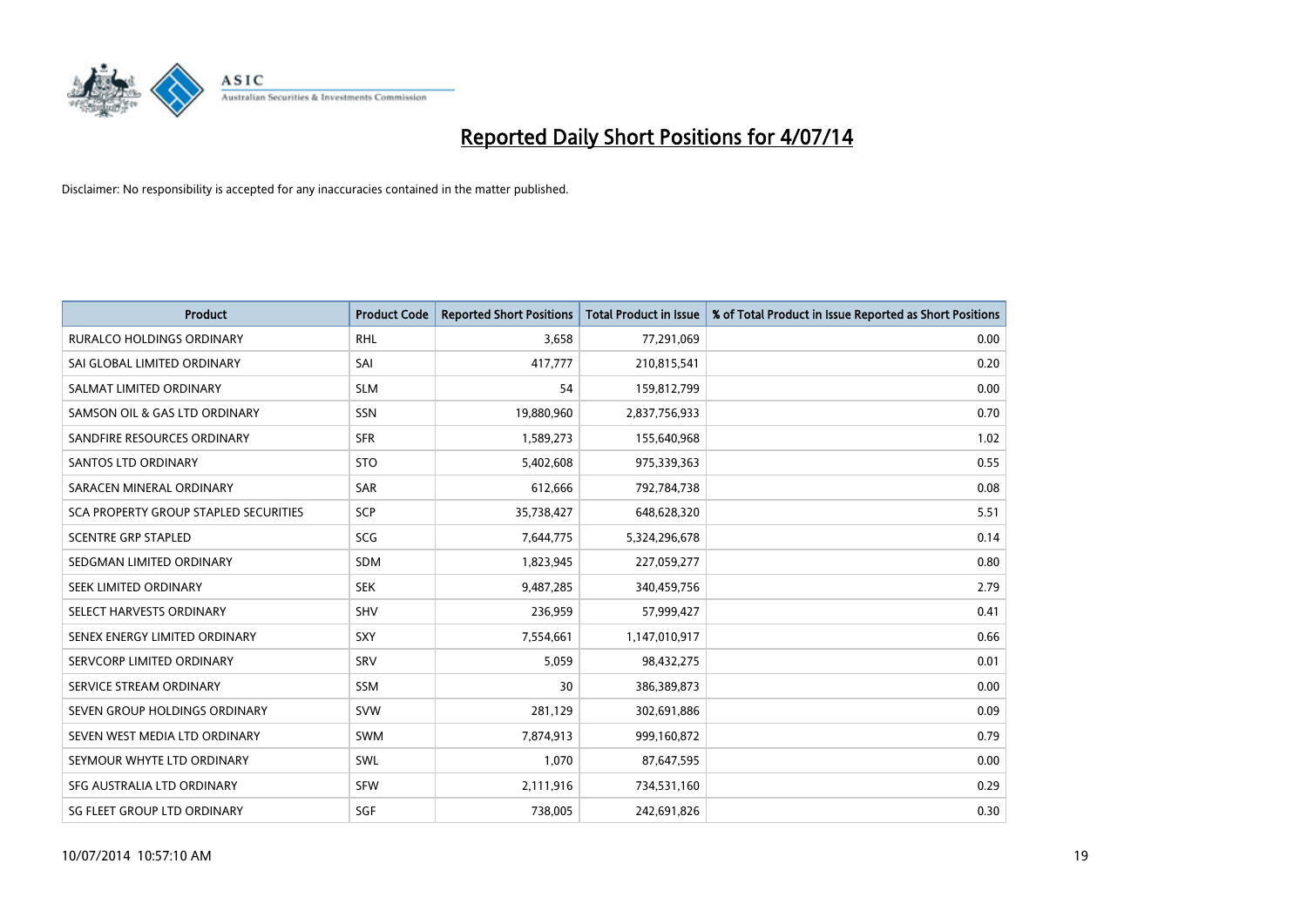# Reported Daily Short Positions for 4/07/14

Disclaimer: No responsibility is accepted for any inaccuracies contained in the matter published.

| Product | Product Code | Reported Short Positions | Total Product in Issue | % of Total Product in Issue Reported as Short Positions |
|---|---|---|---|---|
| RURALCO HOLDINGS ORDINARY | RHL | 3,658 | 77,291,069 | 0.00 |
| SAI GLOBAL LIMITED ORDINARY | SAI | 417,777 | 210,815,541 | 0.20 |
| SALMAT LIMITED ORDINARY | SLM | 54 | 159,812,799 | 0.00 |
| SAMSON OIL & GAS LTD ORDINARY | SSN | 19,880,960 | 2,837,756,933 | 0.70 |
| SANDFIRE RESOURCES ORDINARY | SFR | 1,589,273 | 155,640,968 | 1.02 |
| SANTOS LTD ORDINARY | STO | 5,402,608 | 975,339,363 | 0.55 |
| SARACEN MINERAL ORDINARY | SAR | 612,666 | 792,784,738 | 0.08 |
| SCA PROPERTY GROUP STAPLED SECURITIES | SCP | 35,738,427 | 648,628,320 | 5.51 |
| SCENTRE GRP STAPLED | SCG | 7,644,775 | 5,324,296,678 | 0.14 |
| SEDGMAN LIMITED ORDINARY | SDM | 1,823,945 | 227,059,277 | 0.80 |
| SEEK LIMITED ORDINARY | SEK | 9,487,285 | 340,459,756 | 2.79 |
| SELECT HARVESTS ORDINARY | SHV | 236,959 | 57,999,427 | 0.41 |
| SENEX ENERGY LIMITED ORDINARY | SXY | 7,554,661 | 1,147,010,917 | 0.66 |
| SERVCORP LIMITED ORDINARY | SRV | 5,059 | 98,432,275 | 0.01 |
| SERVICE STREAM ORDINARY | SSM | 30 | 386,389,873 | 0.00 |
| SEVEN GROUP HOLDINGS ORDINARY | SVW | 281,129 | 302,691,886 | 0.09 |
| SEVEN WEST MEDIA LTD ORDINARY | SWM | 7,874,913 | 999,160,872 | 0.79 |
| SEYMOUR WHYTE LTD ORDINARY | SWL | 1,070 | 87,647,595 | 0.00 |
| SFG AUSTRALIA LTD ORDINARY | SFW | 2,111,916 | 734,531,160 | 0.29 |
| SG FLEET GROUP LTD ORDINARY | SGF | 738,005 | 242,691,826 | 0.30 |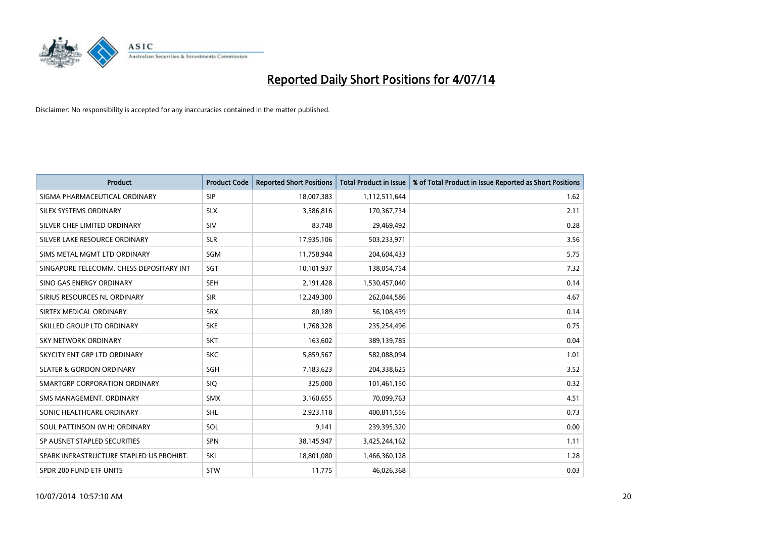# Reported Daily Short Positions for 4/07/14

Disclaimer: No responsibility is accepted for any inaccuracies contained in the matter published.

| Product | Product Code | Reported Short Positions | Total Product in Issue | % of Total Product in Issue Reported as Short Positions |
|---|---|---|---|---|
| SIGMA PHARMACEUTICAL ORDINARY | SIP | 18,007,383 | 1,112,511,644 | 1.62 |
| SILEX SYSTEMS ORDINARY | SLX | 3,586,816 | 170,367,734 | 2.11 |
| SILVER CHEF LIMITED ORDINARY | SIV | 83,748 | 29,469,492 | 0.28 |
| SILVER LAKE RESOURCE ORDINARY | SLR | 17,935,106 | 503,233,971 | 3.56 |
| SIMS METAL MGMT LTD ORDINARY | SGM | 11,758,944 | 204,604,433 | 5.75 |
| SINGAPORE TELECOMM. CHESS DEPOSITARY INT | SGT | 10,101,937 | 138,054,754 | 7.32 |
| SINO GAS ENERGY ORDINARY | SEH | 2,191,428 | 1,530,457,040 | 0.14 |
| SIRIUS RESOURCES NL ORDINARY | SIR | 12,249,300 | 262,044,586 | 4.67 |
| SIRTEX MEDICAL ORDINARY | SRX | 80,189 | 56,108,439 | 0.14 |
| SKILLED GROUP LTD ORDINARY | SKE | 1,768,328 | 235,254,496 | 0.75 |
| SKY NETWORK ORDINARY | SKT | 163,602 | 389,139,785 | 0.04 |
| SKYCITY ENT GRP LTD ORDINARY | SKC | 5,859,567 | 582,088,094 | 1.01 |
| SLATER & GORDON ORDINARY | SGH | 7,183,623 | 204,338,625 | 3.52 |
| SMARTGRP CORPORATION ORDINARY | SIQ | 325,000 | 101,461,150 | 0.32 |
| SMS MANAGEMENT. ORDINARY | SMX | 3,160,655 | 70,099,763 | 4.51 |
| SONIC HEALTHCARE ORDINARY | SHL | 2,923,118 | 400,811,556 | 0.73 |
| SOUL PATTINSON (W.H) ORDINARY | SOL | 9,141 | 239,395,320 | 0.00 |
| SP AUSNET STAPLED SECURITIES | SPN | 38,145,947 | 3,425,244,162 | 1.11 |
| SPARK INFRASTRUCTURE STAPLED US PROHIBT. | SKI | 18,801,080 | 1,466,360,128 | 1.28 |
| SPDR 200 FUND ETF UNITS | STW | 11,775 | 46,026,368 | 0.03 |

10/07/2014 10:57:10 AM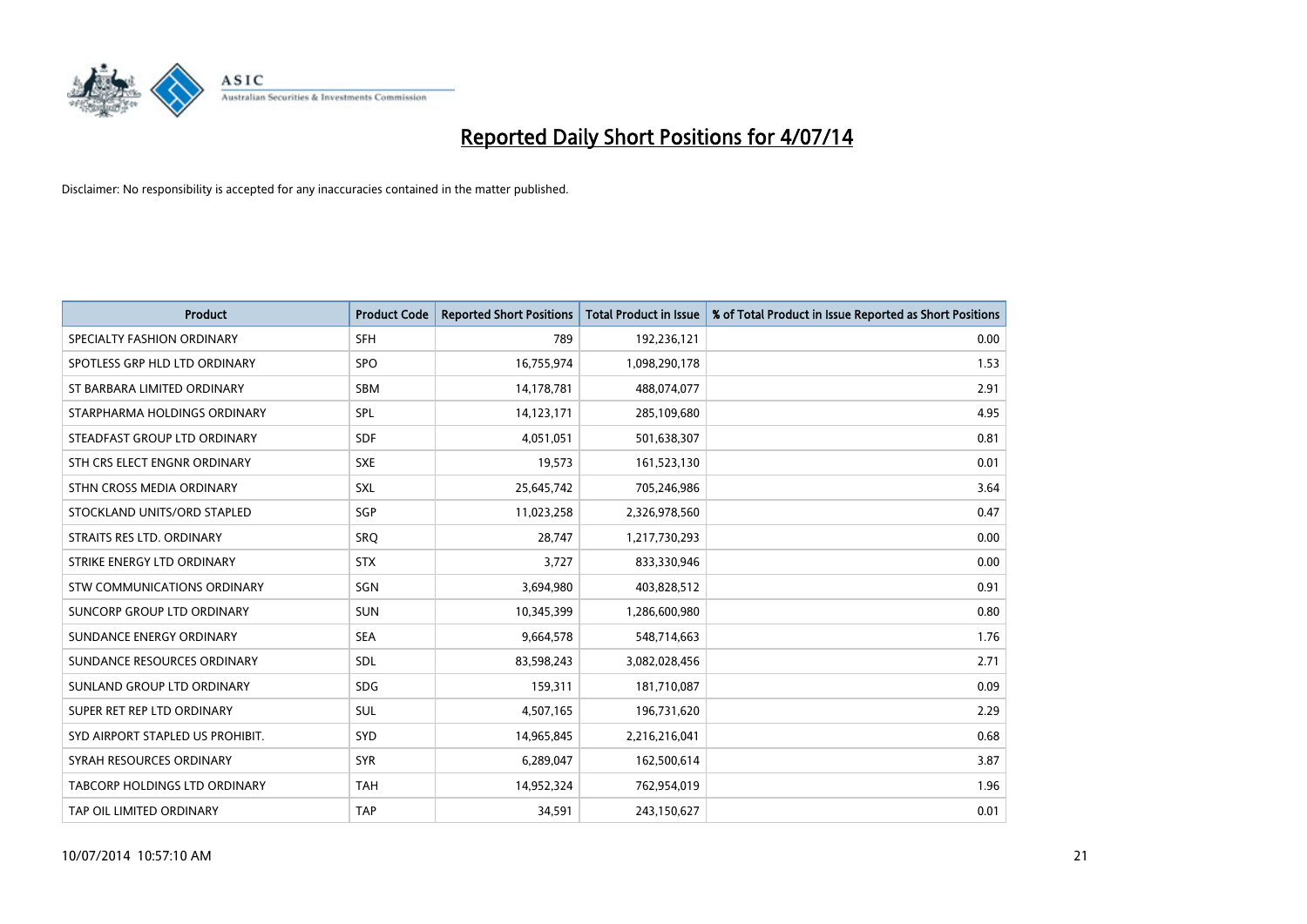# Reported Daily Short Positions for 4/07/14

Disclaimer: No responsibility is accepted for any inaccuracies contained in the matter published.

| Product | Product Code | Reported Short Positions | Total Product in Issue | % of Total Product in Issue Reported as Short Positions |
|---|---|---|---|---|
| SPECIALTY FASHION ORDINARY | SFH | 789 | 192,236,121 | 0.00 |
| SPOTLESS GRP HLD LTD ORDINARY | SPO | 16,755,974 | 1,098,290,178 | 1.53 |
| ST BARBARA LIMITED ORDINARY | SBM | 14,178,781 | 488,074,077 | 2.91 |
| STARPHARMA HOLDINGS ORDINARY | SPL | 14,123,171 | 285,109,680 | 4.95 |
| STEADFAST GROUP LTD ORDINARY | SDF | 4,051,051 | 501,638,307 | 0.81 |
| STH CRS ELECT ENGNR ORDINARY | SXE | 19,573 | 161,523,130 | 0.01 |
| STHN CROSS MEDIA ORDINARY | SXL | 25,645,742 | 705,246,986 | 3.64 |
| STOCKLAND UNITS/ORD STAPLED | SGP | 11,023,258 | 2,326,978,560 | 0.47 |
| STRAITS RES LTD. ORDINARY | SRQ | 28,747 | 1,217,730,293 | 0.00 |
| STRIKE ENERGY LTD ORDINARY | STX | 3,727 | 833,330,946 | 0.00 |
| STW COMMUNICATIONS ORDINARY | SGN | 3,694,980 | 403,828,512 | 0.91 |
| SUNCORP GROUP LTD ORDINARY | SUN | 10,345,399 | 1,286,600,980 | 0.80 |
| SUNDANCE ENERGY ORDINARY | SEA | 9,664,578 | 548,714,663 | 1.76 |
| SUNDANCE RESOURCES ORDINARY | SDL | 83,598,243 | 3,082,028,456 | 2.71 |
| SUNLAND GROUP LTD ORDINARY | SDG | 159,311 | 181,710,087 | 0.09 |
| SUPER RET REP LTD ORDINARY | SUL | 4,507,165 | 196,731,620 | 2.29 |
| SYD AIRPORT STAPLED US PROHIBIT. | SYD | 14,965,845 | 2,216,216,041 | 0.68 |
| SYRAH RESOURCES ORDINARY | SYR | 6,289,047 | 162,500,614 | 3.87 |
| TABCORP HOLDINGS LTD ORDINARY | TAH | 14,952,324 | 762,954,019 | 1.96 |
| TAP OIL LIMITED ORDINARY | TAP | 34,591 | 243,150,627 | 0.01 |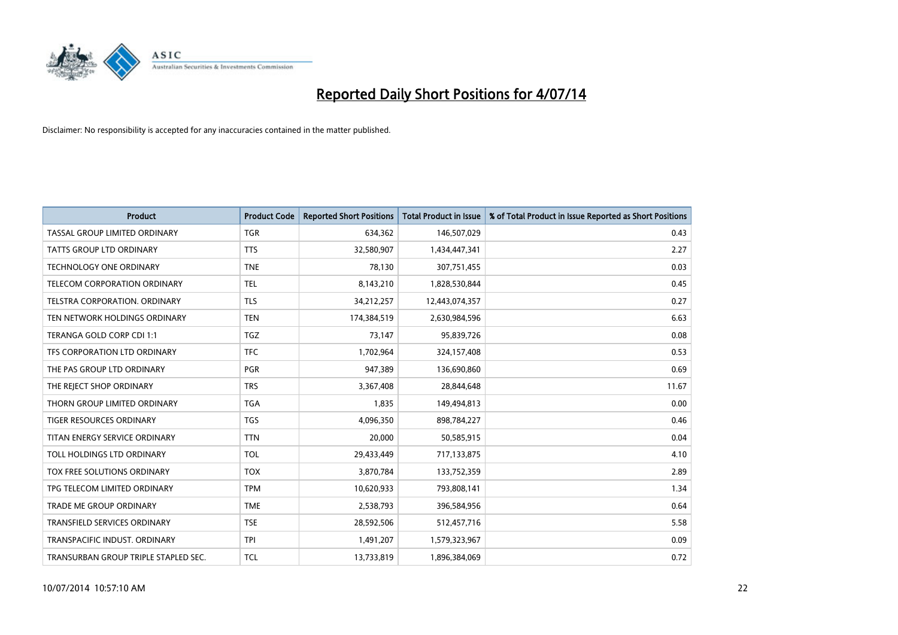# Reported Daily Short Positions for 4/07/14

Disclaimer: No responsibility is accepted for any inaccuracies contained in the matter published.

| Product | Product Code | Reported Short Positions | Total Product in Issue | % of Total Product in Issue Reported as Short Positions |
|---|---|---|---|---|
| TASSAL GROUP LIMITED ORDINARY | TGR | 634,362 | 146,507,029 | 0.43 |
| TATTS GROUP LTD ORDINARY | TTS | 32,580,907 | 1,434,447,341 | 2.27 |
| TECHNOLOGY ONE ORDINARY | TNE | 78,130 | 307,751,455 | 0.03 |
| TELECOM CORPORATION ORDINARY | TEL | 8,143,210 | 1,828,530,844 | 0.45 |
| TELSTRA CORPORATION. ORDINARY | TLS | 34,212,257 | 12,443,074,357 | 0.27 |
| TEN NETWORK HOLDINGS ORDINARY | TEN | 174,384,519 | 2,630,984,596 | 6.63 |
| TERANGA GOLD CORP CDI 1:1 | TGZ | 73,147 | 95,839,726 | 0.08 |
| TFS CORPORATION LTD ORDINARY | TFC | 1,702,964 | 324,157,408 | 0.53 |
| THE PAS GROUP LTD ORDINARY | PGR | 947,389 | 136,690,860 | 0.69 |
| THE REJECT SHOP ORDINARY | TRS | 3,367,408 | 28,844,648 | 11.67 |
| THORN GROUP LIMITED ORDINARY | TGA | 1,835 | 149,494,813 | 0.00 |
| TIGER RESOURCES ORDINARY | TGS | 4,096,350 | 898,784,227 | 0.46 |
| TITAN ENERGY SERVICE ORDINARY | TTN | 20,000 | 50,585,915 | 0.04 |
| TOLL HOLDINGS LTD ORDINARY | TOL | 29,433,449 | 717,133,875 | 4.10 |
| TOX FREE SOLUTIONS ORDINARY | TOX | 3,870,784 | 133,752,359 | 2.89 |
| TPG TELECOM LIMITED ORDINARY | TPM | 10,620,933 | 793,808,141 | 1.34 |
| TRADE ME GROUP ORDINARY | TME | 2,538,793 | 396,584,956 | 0.64 |
| TRANSFIELD SERVICES ORDINARY | TSE | 28,592,506 | 512,457,716 | 5.58 |
| TRANSPACIFIC INDUST. ORDINARY | TPI | 1,491,207 | 1,579,323,967 | 0.09 |
| TRANSURBAN GROUP TRIPLE STAPLED SEC. | TCL | 13,733,819 | 1,896,384,069 | 0.72 |

10/07/2014 10:57:10 AM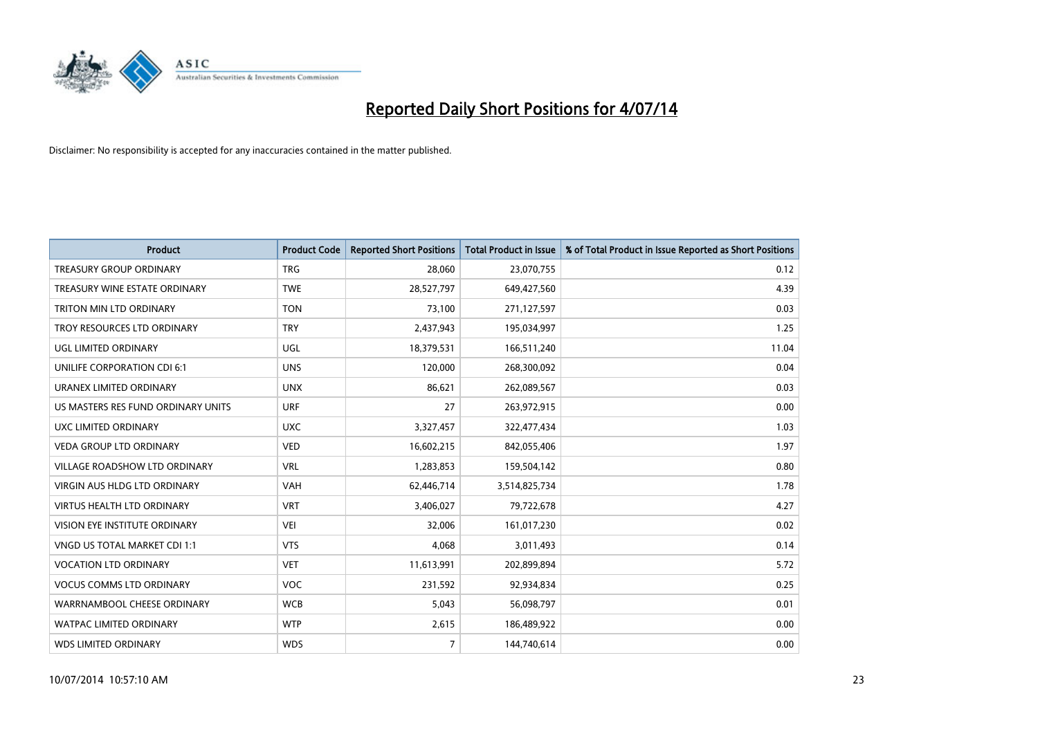# Reported Daily Short Positions for 4/07/14

Disclaimer: No responsibility is accepted for any inaccuracies contained in the matter published.

| Product | Product Code | Reported Short Positions | Total Product in Issue | % of Total Product in Issue Reported as Short Positions |
|---|---|---|---|---|
| TREASURY GROUP ORDINARY | TRG | 28,060 | 23,070,755 | 0.12 |
| TREASURY WINE ESTATE ORDINARY | TWE | 28,527,797 | 649,427,560 | 4.39 |
| TRITON MIN LTD ORDINARY | TON | 73,100 | 271,127,597 | 0.03 |
| TROY RESOURCES LTD ORDINARY | TRY | 2,437,943 | 195,034,997 | 1.25 |
| UGL LIMITED ORDINARY | UGL | 18,379,531 | 166,511,240 | 11.04 |
| UNILIFE CORPORATION CDI 6:1 | UNS | 120,000 | 268,300,092 | 0.04 |
| URANEX LIMITED ORDINARY | UNX | 86,621 | 262,089,567 | 0.03 |
| US MASTERS RES FUND ORDINARY UNITS | URF | 27 | 263,972,915 | 0.00 |
| UXC LIMITED ORDINARY | UXC | 3,327,457 | 322,477,434 | 1.03 |
| VEDA GROUP LTD ORDINARY | VED | 16,602,215 | 842,055,406 | 1.97 |
| VILLAGE ROADSHOW LTD ORDINARY | VRL | 1,283,853 | 159,504,142 | 0.80 |
| VIRGIN AUS HLDG LTD ORDINARY | VAH | 62,446,714 | 3,514,825,734 | 1.78 |
| VIRTUS HEALTH LTD ORDINARY | VRT | 3,406,027 | 79,722,678 | 4.27 |
| VISION EYE INSTITUTE ORDINARY | VEI | 32,006 | 161,017,230 | 0.02 |
| VNGD US TOTAL MARKET CDI 1:1 | VTS | 4,068 | 3,011,493 | 0.14 |
| VOCATION LTD ORDINARY | VET | 11,613,991 | 202,899,894 | 5.72 |
| VOCUS COMMS LTD ORDINARY | VOC | 231,592 | 92,934,834 | 0.25 |
| WARRNAMBOOL CHEESE ORDINARY | WCB | 5,043 | 56,098,797 | 0.01 |
| WATPAC LIMITED ORDINARY | WTP | 2,615 | 186,489,922 | 0.00 |
| WDS LIMITED ORDINARY | WDS | 7 | 144,740,614 | 0.00 |

10/07/2014 10:57:10 AM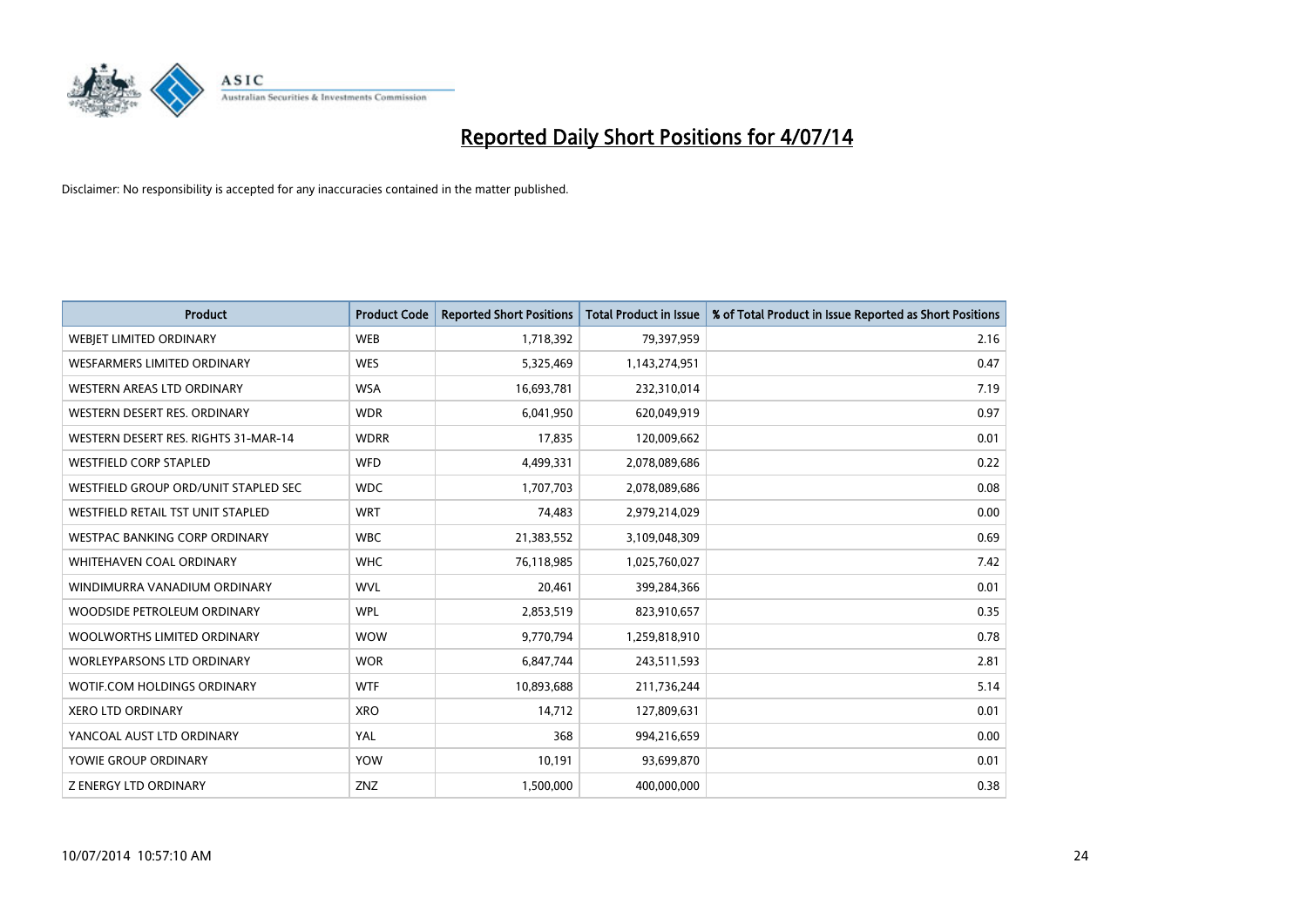# Reported Daily Short Positions for 4/07/14

Disclaimer: No responsibility is accepted for any inaccuracies contained in the matter published.

| Product | Product Code | Reported Short Positions | Total Product in Issue | % of Total Product in Issue Reported as Short Positions |
|---|---|---|---|---|
| WEBJET LIMITED ORDINARY | WEB | 1,718,392 | 79,397,959 | 2.16 |
| WESFARMERS LIMITED ORDINARY | WES | 5,325,469 | 1,143,274,951 | 0.47 |
| WESTERN AREAS LTD ORDINARY | WSA | 16,693,781 | 232,310,014 | 7.19 |
| WESTERN DESERT RES. ORDINARY | WDR | 6,041,950 | 620,049,919 | 0.97 |
| WESTERN DESERT RES. RIGHTS 31-MAR-14 | WDRR | 17,835 | 120,009,662 | 0.01 |
| WESTFIELD CORP STAPLED | WFD | 4,499,331 | 2,078,089,686 | 0.22 |
| WESTFIELD GROUP ORD/UNIT STAPLED SEC | WDC | 1,707,703 | 2,078,089,686 | 0.08 |
| WESTFIELD RETAIL TST UNIT STAPLED | WRT | 74,483 | 2,979,214,029 | 0.00 |
| WESTPAC BANKING CORP ORDINARY | WBC | 21,383,552 | 3,109,048,309 | 0.69 |
| WHITEHAVEN COAL ORDINARY | WHC | 76,118,985 | 1,025,760,027 | 7.42 |
| WINDIMURRA VANADIUM ORDINARY | WVL | 20,461 | 399,284,366 | 0.01 |
| WOODSIDE PETROLEUM ORDINARY | WPL | 2,853,519 | 823,910,657 | 0.35 |
| WOOLWORTHS LIMITED ORDINARY | WOW | 9,770,794 | 1,259,818,910 | 0.78 |
| WORLEYPARSONS LTD ORDINARY | WOR | 6,847,744 | 243,511,593 | 2.81 |
| WOTIF.COM HOLDINGS ORDINARY | WTF | 10,893,688 | 211,736,244 | 5.14 |
| XERO LTD ORDINARY | XRO | 14,712 | 127,809,631 | 0.01 |
| YANCOAL AUST LTD ORDINARY | YAL | 368 | 994,216,659 | 0.00 |
| YOWIE GROUP ORDINARY | YOW | 10,191 | 93,699,870 | 0.01 |
| Z ENERGY LTD ORDINARY | ZNZ | 1,500,000 | 400,000,000 | 0.38 |

10/07/2014 10:57:10 AM